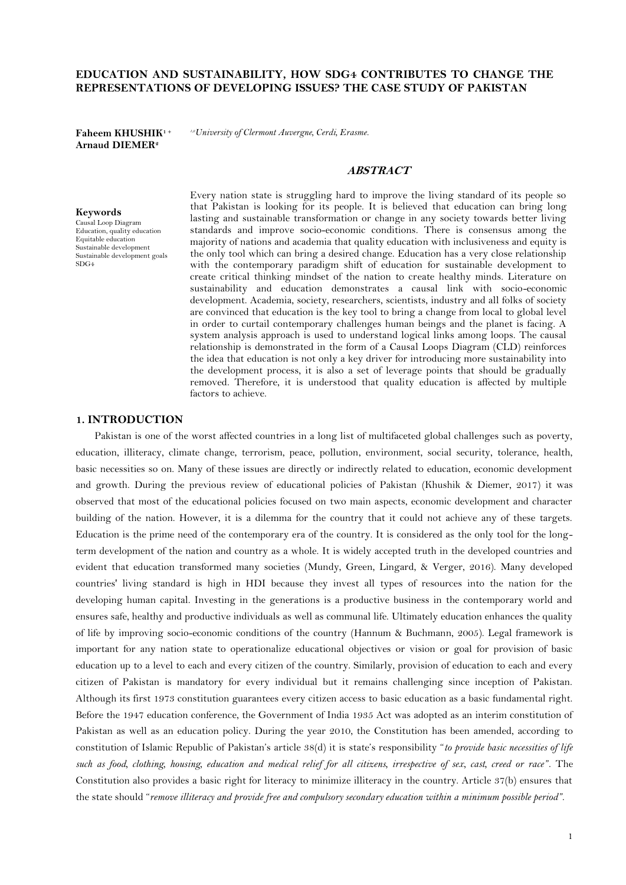# EDUCATION AND SUSTAINABILITY, HOW SDG4 CONTRIBUTES TO CHANGE THE REPRESENTATIONS OF DEVELOPING ISSUES? THE CASE STUDY OF PAKISTAN

**Faheem KHUSHIK**[1 +]
**Arnaud DIEMER**[2]

[1,2] *University of Clermont Auvergne, Cerdi, Erasme.*

**Keywords**
Causal Loop Diagram
Education, quality education
Equitable education
Sustainable development
Sustainable development goals
SDG4

## *ABSTRACT*

Every nation state is struggling hard to improve the living standard of its people so that Pakistan is looking for its people. It is believed that education can bring long lasting and sustainable transformation or change in any society towards better living standards and improve socio-economic conditions. There is consensus among the majority of nations and academia that quality education with inclusiveness and equity is the only tool which can bring a desired change. Education has a very close relationship with the contemporary paradigm shift of education for sustainable development to create critical thinking mindset of the nation to create healthy minds. Literature on sustainability and education demonstrates a causal link with socio-economic development. Academia, society, researchers, scientists, industry and all folks of society are convinced that education is the key tool to bring a change from local to global level in order to curtail contemporary challenges human beings and the planet is facing. A system analysis approach is used to understand logical links among loops. The causal relationship is demonstrated in the form of a Causal Loops Diagram (CLD) reinforces the idea that education is not only a key driver for introducing more sustainability into the development process, it is also a set of leverage points that should be gradually removed. Therefore, it is understood that quality education is affected by multiple factors to achieve.

## 1. INTRODUCTION

Pakistan is one of the worst affected countries in a long list of multifaceted global challenges such as poverty, education, illiteracy, climate change, terrorism, peace, pollution, environment, social security, tolerance, health, basic necessities so on. Many of these issues are directly or indirectly related to education, economic development and growth. During the previous review of educational policies of Pakistan (Khushik & Diemer, 2017) it was observed that most of the educational policies focused on two main aspects, economic development and character building of the nation. However, it is a dilemma for the country that it could not achieve any of these targets. Education is the prime need of the contemporary era of the country. It is considered as the only tool for the long-term development of the nation and country as a whole. It is widely accepted truth in the developed countries and evident that education transformed many societies (Mundy, Green, Lingard, & Verger, 2016). Many developed countries' living standard is high in HDI because they invest all types of resources into the nation for the developing human capital. Investing in the generations is a productive business in the contemporary world and ensures safe, healthy and productive individuals as well as communal life. Ultimately education enhances the quality of life by improving socio-economic conditions of the country (Hannum & Buchmann, 2005). Legal framework is important for any nation state to operationalize educational objectives or vision or goal for provision of basic education up to a level to each and every citizen of the country. Similarly, provision of education to each and every citizen of Pakistan is mandatory for every individual but it remains challenging since inception of Pakistan. Although its first 1973 constitution guarantees every citizen access to basic education as a basic fundamental right. Before the 1947 education conference, the Government of India 1935 Act was adopted as an interim constitution of Pakistan as well as an education policy. During the year 2010, the Constitution has been amended, according to constitution of Islamic Republic of Pakistan's article 38(d) it is state's responsibility "*to provide basic necessities of life such as food, clothing, housing, education and medical relief for all citizens, irrespective of sex, cast, creed or race*". The Constitution also provides a basic right for literacy to minimize illiteracy in the country. Article 37(b) ensures that the state should "*remove illiteracy and provide free and compulsory secondary education within a minimum possible period*".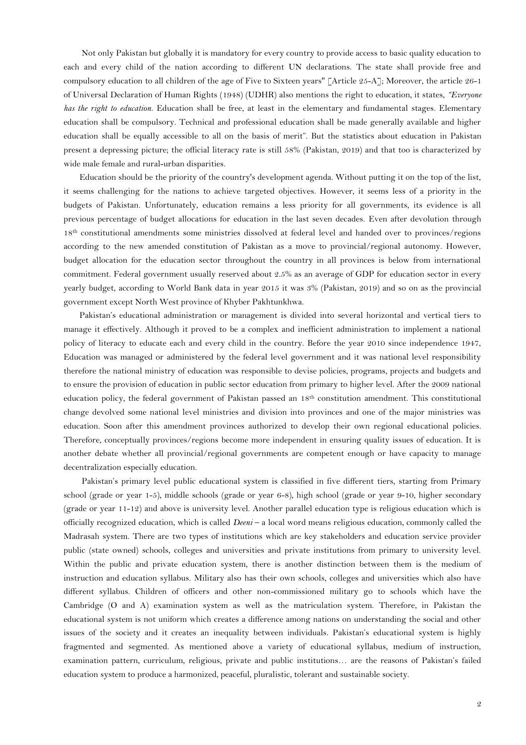Not only Pakistan but globally it is mandatory for every country to provide access to basic quality education to each and every child of the nation according to different UN declarations. The state shall provide free and compulsory education to all children of the age of Five to Sixteen years" [Article 25-A]; Moreover, the article 26-1 of Universal Declaration of Human Rights (1948) (UDHR) also mentions the right to education, it states, *"Everyone has the right to education.* Education shall be free, at least in the elementary and fundamental stages. Elementary education shall be compulsory. Technical and professional education shall be made generally available and higher education shall be equally accessible to all on the basis of merit". But the statistics about education in Pakistan present a depressing picture; the official literacy rate is still 58% (Pakistan, 2019) and that too is characterized by wide male female and rural-urban disparities.

Education should be the priority of the country's development agenda. Without putting it on the top of the list, it seems challenging for the nations to achieve targeted objectives. However, it seems less of a priority in the budgets of Pakistan. Unfortunately, education remains a less priority for all governments, its evidence is all previous percentage of budget allocations for education in the last seven decades. Even after devolution through 18th constitutional amendments some ministries dissolved at federal level and handed over to provinces/regions according to the new amended constitution of Pakistan as a move to provincial/regional autonomy. However, budget allocation for the education sector throughout the country in all provinces is below from international commitment. Federal government usually reserved about 2.5% as an average of GDP for education sector in every yearly budget, according to World Bank data in year 2015 it was 3% (Pakistan, 2019) and so on as the provincial government except North West province of Khyber Pakhtunkhwa.

Pakistan's educational administration or management is divided into several horizontal and vertical tiers to manage it effectively. Although it proved to be a complex and inefficient administration to implement a national policy of literacy to educate each and every child in the country. Before the year 2010 since independence 1947, Education was managed or administered by the federal level government and it was national level responsibility therefore the national ministry of education was responsible to devise policies, programs, projects and budgets and to ensure the provision of education in public sector education from primary to higher level. After the 2009 national education policy, the federal government of Pakistan passed an 18th constitution amendment. This constitutional change devolved some national level ministries and division into provinces and one of the major ministries was education. Soon after this amendment provinces authorized to develop their own regional educational policies. Therefore, conceptually provinces/regions become more independent in ensuring quality issues of education. It is another debate whether all provincial/regional governments are competent enough or have capacity to manage decentralization especially education.

Pakistan's primary level public educational system is classified in five different tiers, starting from Primary school (grade or year 1-5), middle schools (grade or year 6-8), high school (grade or year 9-10, higher secondary (grade or year 11-12) and above is university level. Another parallel education type is religious education which is officially recognized education, which is called *Deeni* – a local word means religious education, commonly called the Madrasah system. There are two types of institutions which are key stakeholders and education service provider public (state owned) schools, colleges and universities and private institutions from primary to university level. Within the public and private education system, there is another distinction between them is the medium of instruction and education syllabus. Military also has their own schools, colleges and universities which also have different syllabus. Children of officers and other non-commissioned military go to schools which have the Cambridge (O and A) examination system as well as the matriculation system. Therefore, in Pakistan the educational system is not uniform which creates a difference among nations on understanding the social and other issues of the society and it creates an inequality between individuals. Pakistan's educational system is highly fragmented and segmented. As mentioned above a variety of educational syllabus, medium of instruction, examination pattern, curriculum, religious, private and public institutions… are the reasons of Pakistan's failed education system to produce a harmonized, peaceful, pluralistic, tolerant and sustainable society.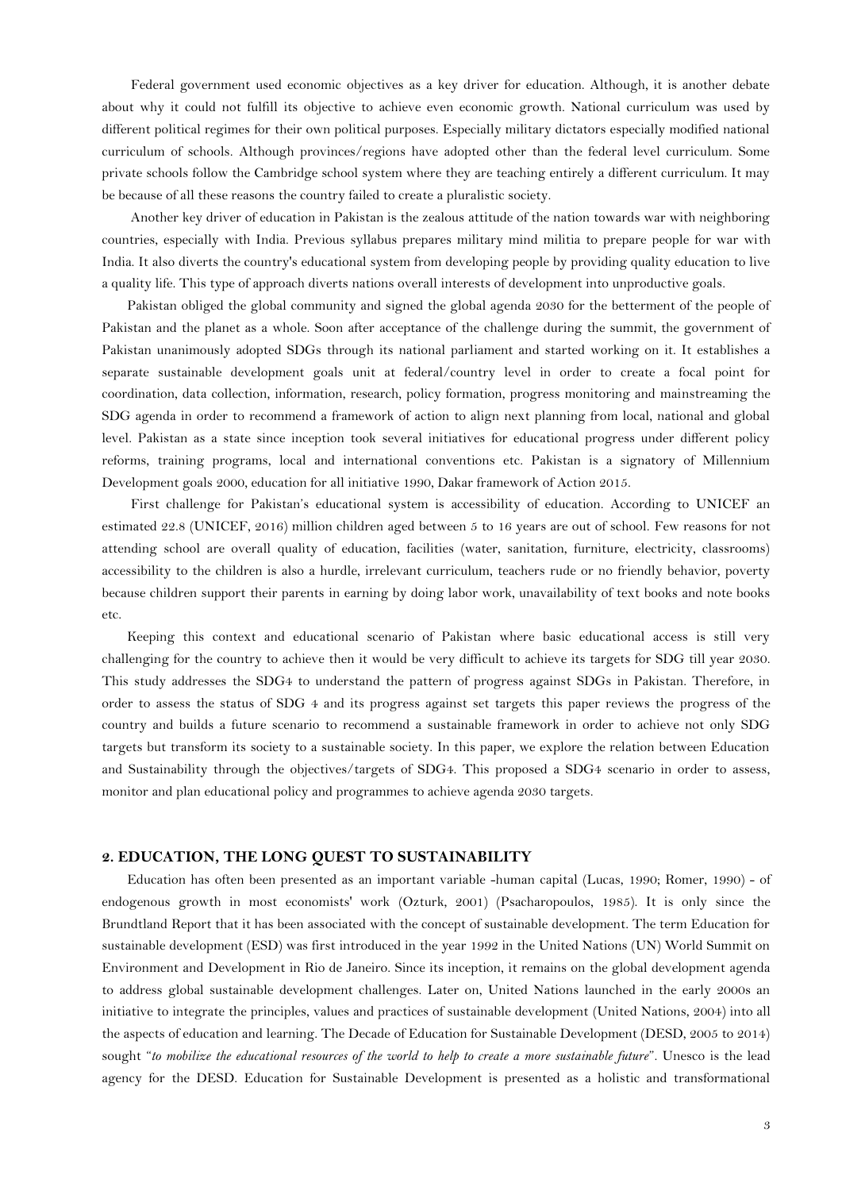Federal government used economic objectives as a key driver for education. Although, it is another debate about why it could not fulfill its objective to achieve even economic growth. National curriculum was used by different political regimes for their own political purposes. Especially military dictators especially modified national curriculum of schools. Although provinces/regions have adopted other than the federal level curriculum. Some private schools follow the Cambridge school system where they are teaching entirely a different curriculum. It may be because of all these reasons the country failed to create a pluralistic society.

Another key driver of education in Pakistan is the zealous attitude of the nation towards war with neighboring countries, especially with India. Previous syllabus prepares military mind militia to prepare people for war with India. It also diverts the country's educational system from developing people by providing quality education to live a quality life. This type of approach diverts nations overall interests of development into unproductive goals.

Pakistan obliged the global community and signed the global agenda 2030 for the betterment of the people of Pakistan and the planet as a whole. Soon after acceptance of the challenge during the summit, the government of Pakistan unanimously adopted SDGs through its national parliament and started working on it. It establishes a separate sustainable development goals unit at federal/country level in order to create a focal point for coordination, data collection, information, research, policy formation, progress monitoring and mainstreaming the SDG agenda in order to recommend a framework of action to align next planning from local, national and global level. Pakistan as a state since inception took several initiatives for educational progress under different policy reforms, training programs, local and international conventions etc. Pakistan is a signatory of Millennium Development goals 2000, education for all initiative 1990, Dakar framework of Action 2015.

First challenge for Pakistan's educational system is accessibility of education. According to UNICEF an estimated 22.8 (UNICEF, 2016) million children aged between 5 to 16 years are out of school. Few reasons for not attending school are overall quality of education, facilities (water, sanitation, furniture, electricity, classrooms) accessibility to the children is also a hurdle, irrelevant curriculum, teachers rude or no friendly behavior, poverty because children support their parents in earning by doing labor work, unavailability of text books and note books etc.

Keeping this context and educational scenario of Pakistan where basic educational access is still very challenging for the country to achieve then it would be very difficult to achieve its targets for SDG till year 2030. This study addresses the SDG4 to understand the pattern of progress against SDGs in Pakistan. Therefore, in order to assess the status of SDG 4 and its progress against set targets this paper reviews the progress of the country and builds a future scenario to recommend a sustainable framework in order to achieve not only SDG targets but transform its society to a sustainable society. In this paper, we explore the relation between Education and Sustainability through the objectives/targets of SDG4. This proposed a SDG4 scenario in order to assess, monitor and plan educational policy and programmes to achieve agenda 2030 targets.

## 2. EDUCATION, THE LONG QUEST TO SUSTAINABILITY

Education has often been presented as an important variable -human capital (Lucas, 1990; Romer, 1990) - of endogenous growth in most economists' work (Ozturk, 2001) (Psacharopoulos, 1985). It is only since the Brundtland Report that it has been associated with the concept of sustainable development. The term Education for sustainable development (ESD) was first introduced in the year 1992 in the United Nations (UN) World Summit on Environment and Development in Rio de Janeiro. Since its inception, it remains on the global development agenda to address global sustainable development challenges. Later on, United Nations launched in the early 2000s an initiative to integrate the principles, values and practices of sustainable development (United Nations, 2004) into all the aspects of education and learning. The Decade of Education for Sustainable Development (DESD, 2005 to 2014) sought *"to mobilize the educational resources of the world to help to create a more sustainable future"*. Unesco is the lead agency for the DESD. Education for Sustainable Development is presented as a holistic and transformational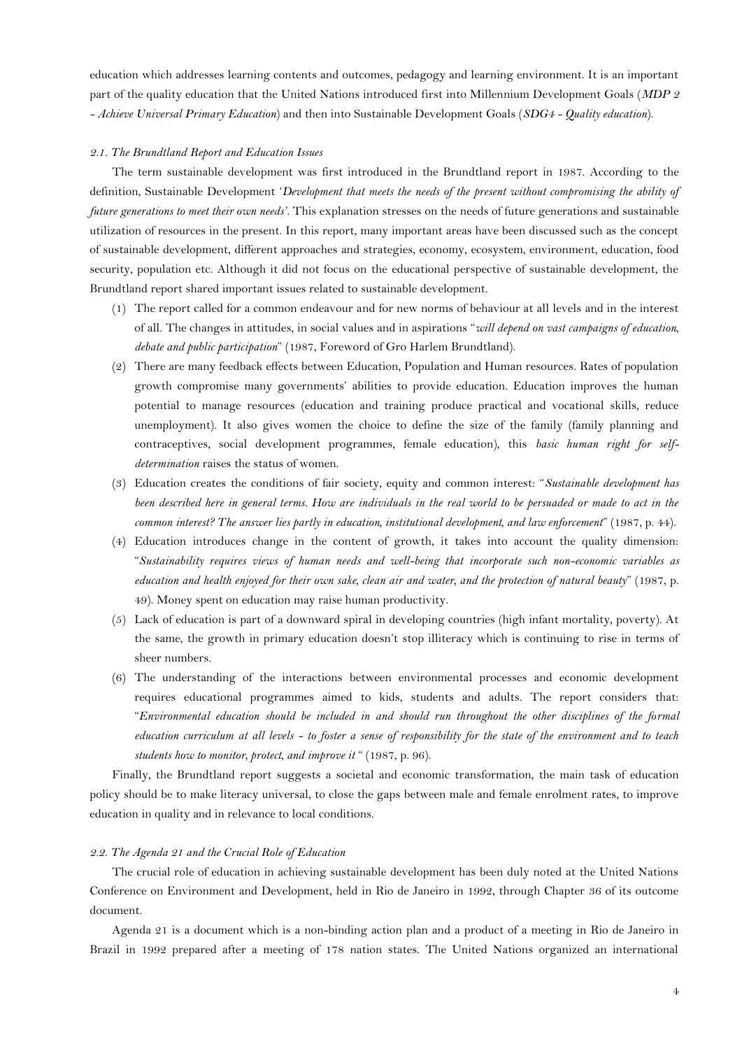education which addresses learning contents and outcomes, pedagogy and learning environment. It is an important part of the quality education that the United Nations introduced first into Millennium Development Goals (*MDP 2 - Achieve Universal Primary Education*) and then into Sustainable Development Goals (*SDG4 - Quality education*).

### *2.1. The Brundtland Report and Education Issues*

The term sustainable development was first introduced in the Brundtland report in 1987. According to the definition, Sustainable Development '*Development that meets the needs of the present without compromising the ability of future generations to meet their own needs'*. This explanation stresses on the needs of future generations and sustainable utilization of resources in the present. In this report, many important areas have been discussed such as the concept of sustainable development, different approaches and strategies, economy, ecosystem, environment, education, food security, population etc. Although it did not focus on the educational perspective of sustainable development, the Brundtland report shared important issues related to sustainable development.

(1) The report called for a common endeavour and for new norms of behaviour at all levels and in the interest of all. The changes in attitudes, in social values and in aspirations "*will depend on vast campaigns of education, debate and public participation*" (1987, Foreword of Gro Harlem Brundtland).
(2) There are many feedback effects between Education, Population and Human resources. Rates of population growth compromise many governments' abilities to provide education. Education improves the human potential to manage resources (education and training produce practical and vocational skills, reduce unemployment). It also gives women the choice to define the size of the family (family planning and contraceptives, social development programmes, female education), this *basic human right for self-determination* raises the status of women.
(3) Education creates the conditions of fair society, equity and common interest: "*Sustainable development has been described here in general terms. How are individuals in the real world to be persuaded or made to act in the common interest? The answer lies partly in education, institutional development, and law enforcement*" (1987, p. 44).
(4) Education introduces change in the content of growth, it takes into account the quality dimension: "*Sustainability requires views of human needs and well-being that incorporate such non-economic variables as education and health enjoyed for their own sake, clean air and water, and the protection of natural beauty*" (1987, p. 49). Money spent on education may raise human productivity.
(5) Lack of education is part of a downward spiral in developing countries (high infant mortality, poverty). At the same, the growth in primary education doesn't stop illiteracy which is continuing to rise in terms of sheer numbers.
(6) The understanding of the interactions between environmental processes and economic development requires educational programmes aimed to kids, students and adults. The report considers that: "*Environmental education should be included in and should run throughout the other disciplines of the formal education curriculum at all levels - to foster a sense of responsibility for the state of the environment and to teach students how to monitor, protect, and improve it* " (1987, p. 96).

Finally, the Brundtland report suggests a societal and economic transformation, the main task of education policy should be to make literacy universal, to close the gaps between male and female enrolment rates, to improve education in quality and in relevance to local conditions.

### *2.2. The Agenda 21 and the Crucial Role of Education*

The crucial role of education in achieving sustainable development has been duly noted at the United Nations Conference on Environment and Development, held in Rio de Janeiro in 1992, through Chapter 36 of its outcome document.

Agenda 21 is a document which is a non-binding action plan and a product of a meeting in Rio de Janeiro in Brazil in 1992 prepared after a meeting of 178 nation states. The United Nations organized an international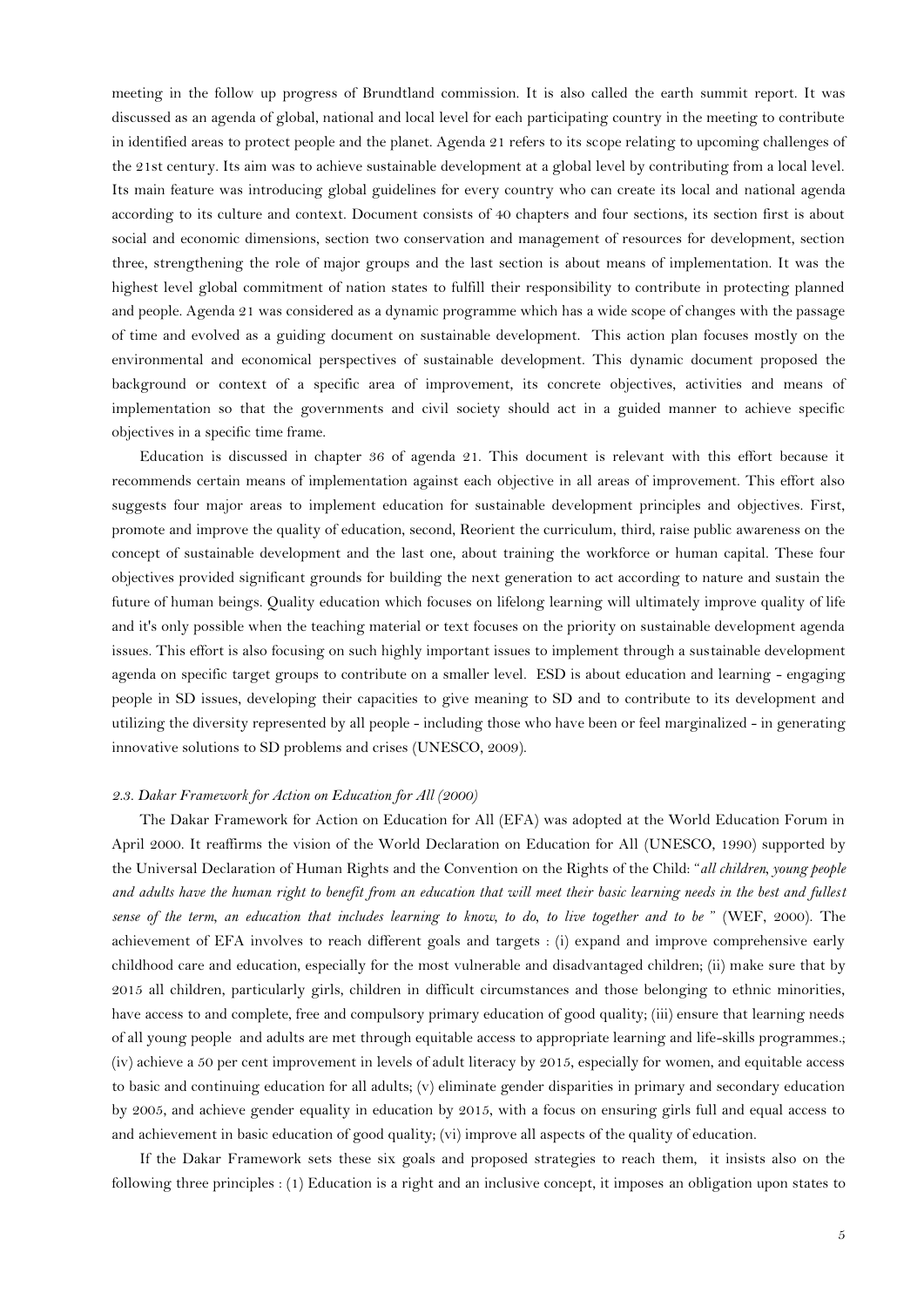meeting in the follow up progress of Brundtland commission. It is also called the earth summit report. It was discussed as an agenda of global, national and local level for each participating country in the meeting to contribute in identified areas to protect people and the planet. Agenda 21 refers to its scope relating to upcoming challenges of the 21st century. Its aim was to achieve sustainable development at a global level by contributing from a local level. Its main feature was introducing global guidelines for every country who can create its local and national agenda according to its culture and context. Document consists of 40 chapters and four sections, its section first is about social and economic dimensions, section two conservation and management of resources for development, section three, strengthening the role of major groups and the last section is about means of implementation. It was the highest level global commitment of nation states to fulfill their responsibility to contribute in protecting planned and people. Agenda 21 was considered as a dynamic programme which has a wide scope of changes with the passage of time and evolved as a guiding document on sustainable development. This action plan focuses mostly on the environmental and economical perspectives of sustainable development. This dynamic document proposed the background or context of a specific area of improvement, its concrete objectives, activities and means of implementation so that the governments and civil society should act in a guided manner to achieve specific objectives in a specific time frame.

Education is discussed in chapter 36 of agenda 21. This document is relevant with this effort because it recommends certain means of implementation against each objective in all areas of improvement. This effort also suggests four major areas to implement education for sustainable development principles and objectives. First, promote and improve the quality of education, second, Reorient the curriculum, third, raise public awareness on the concept of sustainable development and the last one, about training the workforce or human capital. These four objectives provided significant grounds for building the next generation to act according to nature and sustain the future of human beings. Quality education which focuses on lifelong learning will ultimately improve quality of life and it's only possible when the teaching material or text focuses on the priority on sustainable development agenda issues. This effort is also focusing on such highly important issues to implement through a sustainable development agenda on specific target groups to contribute on a smaller level. ESD is about education and learning - engaging people in SD issues, developing their capacities to give meaning to SD and to contribute to its development and utilizing the diversity represented by all people - including those who have been or feel marginalized - in generating innovative solutions to SD problems and crises (UNESCO, 2009).

### *2.3. Dakar Framework for Action on Education for All (2000)*

The Dakar Framework for Action on Education for All (EFA) was adopted at the World Education Forum in April 2000. It reaffirms the vision of the World Declaration on Education for All (UNESCO, 1990) supported by the Universal Declaration of Human Rights and the Convention on the Rights of the Child: "*all children, young people and adults have the human right to benefit from an education that will meet their basic learning needs in the best and fullest sense of the term, an education that includes learning to know, to do, to live together and to be* " (WEF, 2000). The achievement of EFA involves to reach different goals and targets : (i) expand and improve comprehensive early childhood care and education, especially for the most vulnerable and disadvantaged children; (ii) make sure that by 2015 all children, particularly girls, children in difficult circumstances and those belonging to ethnic minorities, have access to and complete, free and compulsory primary education of good quality; (iii) ensure that learning needs of all young people and adults are met through equitable access to appropriate learning and life-skills programmes.; (iv) achieve a 50 per cent improvement in levels of adult literacy by 2015, especially for women, and equitable access to basic and continuing education for all adults; (v) eliminate gender disparities in primary and secondary education by 2005, and achieve gender equality in education by 2015, with a focus on ensuring girls full and equal access to and achievement in basic education of good quality; (vi) improve all aspects of the quality of education.

If the Dakar Framework sets these six goals and proposed strategies to reach them, it insists also on the following three principles : (1) Education is a right and an inclusive concept, it imposes an obligation upon states to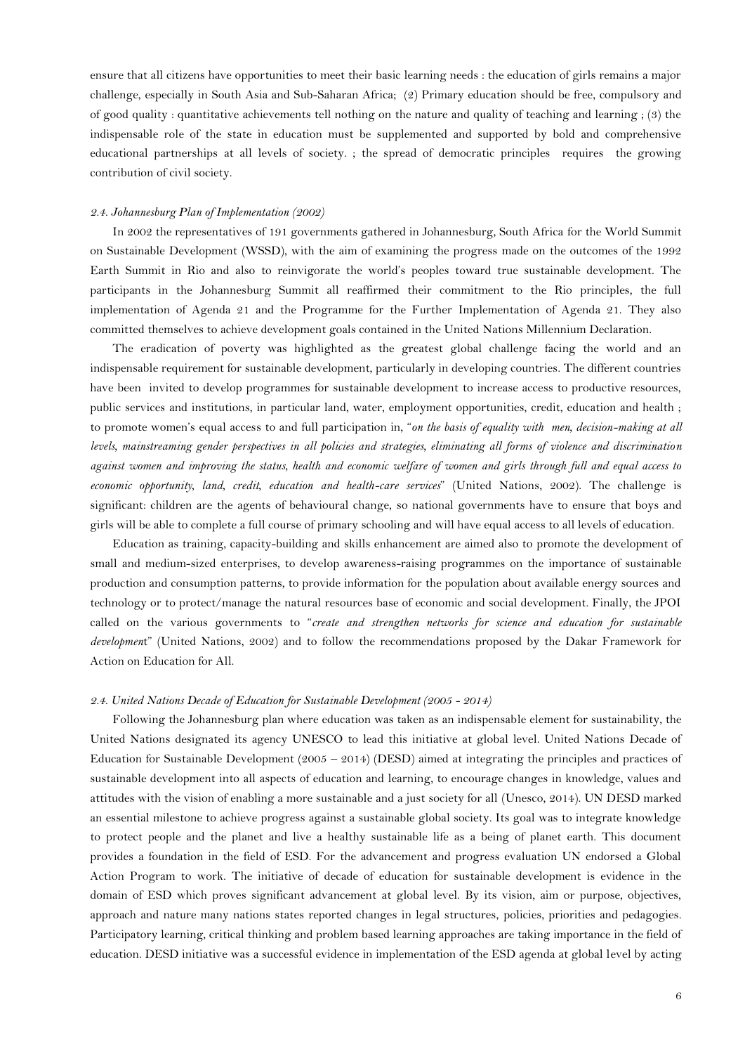ensure that all citizens have opportunities to meet their basic learning needs : the education of girls remains a major challenge, especially in South Asia and Sub-Saharan Africa; (2) Primary education should be free, compulsory and of good quality : quantitative achievements tell nothing on the nature and quality of teaching and learning ; (3) the indispensable role of the state in education must be supplemented and supported by bold and comprehensive educational partnerships at all levels of society. ; the spread of democratic principles requires the growing contribution of civil society.

### *2.4. Johannesburg Plan of Implementation (2002)*

In 2002 the representatives of 191 governments gathered in Johannesburg, South Africa for the World Summit on Sustainable Development (WSSD), with the aim of examining the progress made on the outcomes of the 1992 Earth Summit in Rio and also to reinvigorate the world's peoples toward true sustainable development. The participants in the Johannesburg Summit all reaffirmed their commitment to the Rio principles, the full implementation of Agenda 21 and the Programme for the Further Implementation of Agenda 21. They also committed themselves to achieve development goals contained in the United Nations Millennium Declaration.

The eradication of poverty was highlighted as the greatest global challenge facing the world and an indispensable requirement for sustainable development, particularly in developing countries. The different countries have been invited to develop programmes for sustainable development to increase access to productive resources, public services and institutions, in particular land, water, employment opportunities, credit, education and health ; to promote women's equal access to and full participation in, "*on the basis of equality with men, decision-making at all levels, mainstreaming gender perspectives in all policies and strategies, eliminating all forms of violence and discrimination against women and improving the status, health and economic welfare of women and girls through full and equal access to economic opportunity, land, credit, education and health-care services*" (United Nations, 2002). The challenge is significant: children are the agents of behavioural change, so national governments have to ensure that boys and girls will be able to complete a full course of primary schooling and will have equal access to all levels of education.

Education as training, capacity-building and skills enhancement are aimed also to promote the development of small and medium-sized enterprises, to develop awareness-raising programmes on the importance of sustainable production and consumption patterns, to provide information for the population about available energy sources and technology or to protect/manage the natural resources base of economic and social development. Finally, the JPOI called on the various governments to "*create and strengthen networks for science and education for sustainable development*" (United Nations, 2002) and to follow the recommendations proposed by the Dakar Framework for Action on Education for All.

### *2.4. United Nations Decade of Education for Sustainable Development (2005 - 2014)*

Following the Johannesburg plan where education was taken as an indispensable element for sustainability, the United Nations designated its agency UNESCO to lead this initiative at global level. United Nations Decade of Education for Sustainable Development (2005 – 2014) (DESD) aimed at integrating the principles and practices of sustainable development into all aspects of education and learning, to encourage changes in knowledge, values and attitudes with the vision of enabling a more sustainable and a just society for all (Unesco, 2014). UN DESD marked an essential milestone to achieve progress against a sustainable global society. Its goal was to integrate knowledge to protect people and the planet and live a healthy sustainable life as a being of planet earth. This document provides a foundation in the field of ESD. For the advancement and progress evaluation UN endorsed a Global Action Program to work. The initiative of decade of education for sustainable development is evidence in the domain of ESD which proves significant advancement at global level. By its vision, aim or purpose, objectives, approach and nature many nations states reported changes in legal structures, policies, priorities and pedagogies. Participatory learning, critical thinking and problem based learning approaches are taking importance in the field of education. DESD initiative was a successful evidence in implementation of the ESD agenda at global level by acting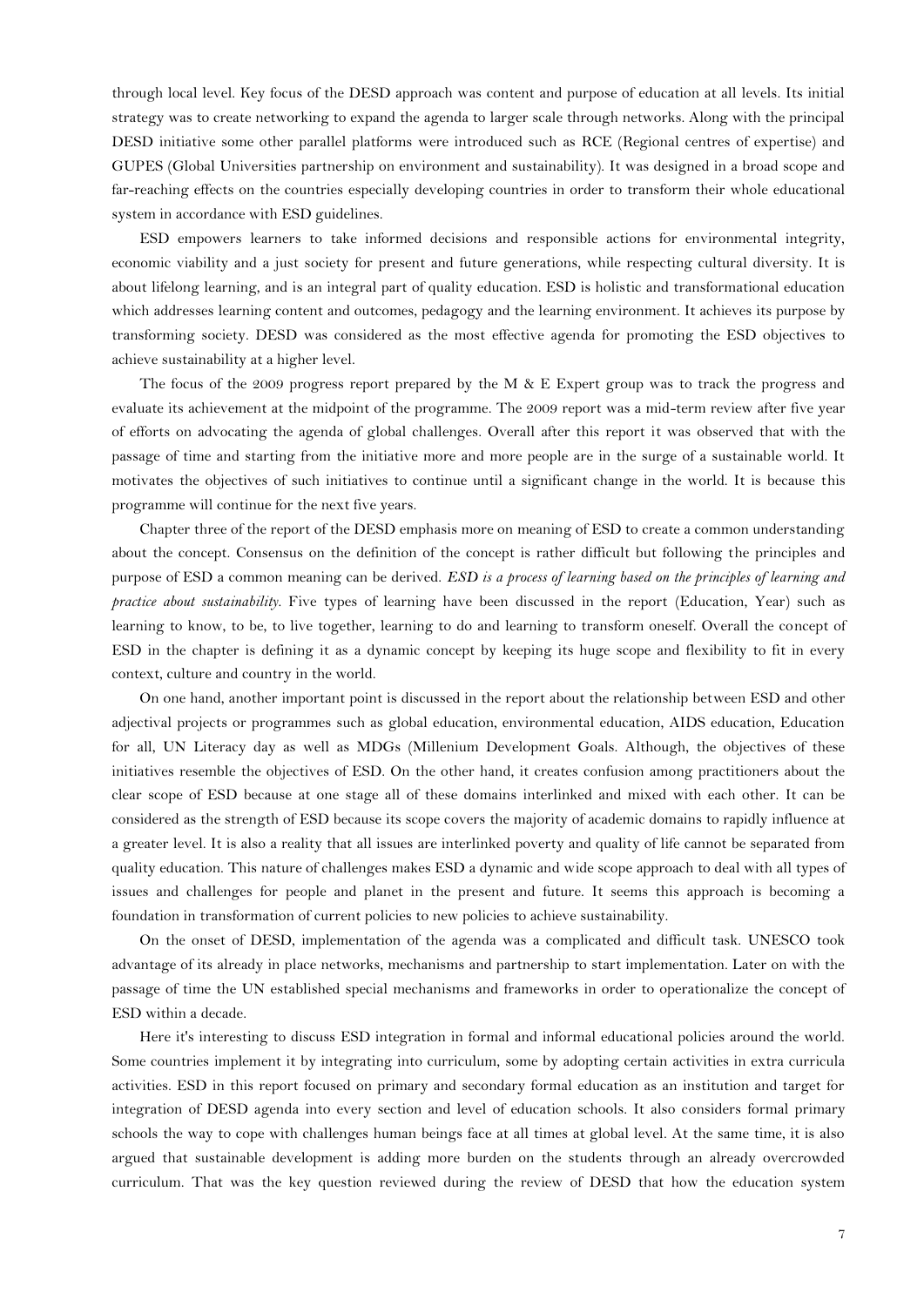through local level. Key focus of the DESD approach was content and purpose of education at all levels. Its initial strategy was to create networking to expand the agenda to larger scale through networks. Along with the principal DESD initiative some other parallel platforms were introduced such as RCE (Regional centres of expertise) and GUPES (Global Universities partnership on environment and sustainability). It was designed in a broad scope and far-reaching effects on the countries especially developing countries in order to transform their whole educational system in accordance with ESD guidelines.

ESD empowers learners to take informed decisions and responsible actions for environmental integrity, economic viability and a just society for present and future generations, while respecting cultural diversity. It is about lifelong learning, and is an integral part of quality education. ESD is holistic and transformational education which addresses learning content and outcomes, pedagogy and the learning environment. It achieves its purpose by transforming society. DESD was considered as the most effective agenda for promoting the ESD objectives to achieve sustainability at a higher level.

The focus of the 2009 progress report prepared by the M & E Expert group was to track the progress and evaluate its achievement at the midpoint of the programme. The 2009 report was a mid-term review after five year of efforts on advocating the agenda of global challenges. Overall after this report it was observed that with the passage of time and starting from the initiative more and more people are in the surge of a sustainable world. It motivates the objectives of such initiatives to continue until a significant change in the world. It is because this programme will continue for the next five years.

Chapter three of the report of the DESD emphasis more on meaning of ESD to create a common understanding about the concept. Consensus on the definition of the concept is rather difficult but following the principles and purpose of ESD a common meaning can be derived. *ESD is a process of learning based on the principles of learning and practice about sustainability.* Five types of learning have been discussed in the report (Education, Year) such as learning to know, to be, to live together, learning to do and learning to transform oneself. Overall the concept of ESD in the chapter is defining it as a dynamic concept by keeping its huge scope and flexibility to fit in every context, culture and country in the world.

On one hand, another important point is discussed in the report about the relationship between ESD and other adjectival projects or programmes such as global education, environmental education, AIDS education, Education for all, UN Literacy day as well as MDGs (Millenium Development Goals. Although, the objectives of these initiatives resemble the objectives of ESD. On the other hand, it creates confusion among practitioners about the clear scope of ESD because at one stage all of these domains interlinked and mixed with each other. It can be considered as the strength of ESD because its scope covers the majority of academic domains to rapidly influence at a greater level. It is also a reality that all issues are interlinked poverty and quality of life cannot be separated from quality education. This nature of challenges makes ESD a dynamic and wide scope approach to deal with all types of issues and challenges for people and planet in the present and future. It seems this approach is becoming a foundation in transformation of current policies to new policies to achieve sustainability.

On the onset of DESD, implementation of the agenda was a complicated and difficult task. UNESCO took advantage of its already in place networks, mechanisms and partnership to start implementation. Later on with the passage of time the UN established special mechanisms and frameworks in order to operationalize the concept of ESD within a decade.

Here it's interesting to discuss ESD integration in formal and informal educational policies around the world. Some countries implement it by integrating into curriculum, some by adopting certain activities in extra curricula activities. ESD in this report focused on primary and secondary formal education as an institution and target for integration of DESD agenda into every section and level of education schools. It also considers formal primary schools the way to cope with challenges human beings face at all times at global level. At the same time, it is also argued that sustainable development is adding more burden on the students through an already overcrowded curriculum. That was the key question reviewed during the review of DESD that how the education system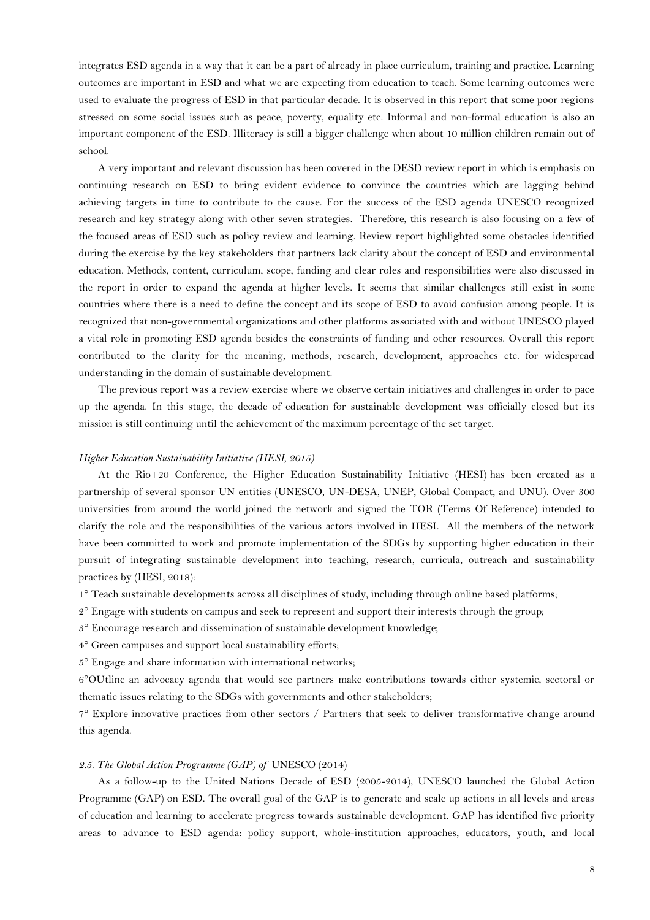integrates ESD agenda in a way that it can be a part of already in place curriculum, training and practice. Learning outcomes are important in ESD and what we are expecting from education to teach. Some learning outcomes were used to evaluate the progress of ESD in that particular decade. It is observed in this report that some poor regions stressed on some social issues such as peace, poverty, equality etc. Informal and non-formal education is also an important component of the ESD. Illiteracy is still a bigger challenge when about 10 million children remain out of school.

A very important and relevant discussion has been covered in the DESD review report in which is emphasis on continuing research on ESD to bring evident evidence to convince the countries which are lagging behind achieving targets in time to contribute to the cause. For the success of the ESD agenda UNESCO recognized research and key strategy along with other seven strategies. Therefore, this research is also focusing on a few of the focused areas of ESD such as policy review and learning. Review report highlighted some obstacles identified during the exercise by the key stakeholders that partners lack clarity about the concept of ESD and environmental education. Methods, content, curriculum, scope, funding and clear roles and responsibilities were also discussed in the report in order to expand the agenda at higher levels. It seems that similar challenges still exist in some countries where there is a need to define the concept and its scope of ESD to avoid confusion among people. It is recognized that non-governmental organizations and other platforms associated with and without UNESCO played a vital role in promoting ESD agenda besides the constraints of funding and other resources. Overall this report contributed to the clarity for the meaning, methods, research, development, approaches etc. for widespread understanding in the domain of sustainable development.

The previous report was a review exercise where we observe certain initiatives and challenges in order to pace up the agenda. In this stage, the decade of education for sustainable development was officially closed but its mission is still continuing until the achievement of the maximum percentage of the set target.

*Higher Education Sustainability Initiative (HESI, 2015)*

At the Rio+20 Conference, the Higher Education Sustainability Initiative (HESI) has been created as a partnership of several sponsor UN entities (UNESCO, UN-DESA, UNEP, Global Compact, and UNU). Over 300 universities from around the world joined the network and signed the TOR (Terms Of Reference) intended to clarify the role and the responsibilities of the various actors involved in HESI. All the members of the network have been committed to work and promote implementation of the SDGs by supporting higher education in their pursuit of integrating sustainable development into teaching, research, curricula, outreach and sustainability practices by (HESI, 2018):

1° Teach sustainable developments across all disciplines of study, including through online based platforms;

2° Engage with students on campus and seek to represent and support their interests through the group;

3° Encourage research and dissemination of sustainable development knowledge;

4° Green campuses and support local sustainability efforts;

5° Engage and share information with international networks;

6°OUtline an advocacy agenda that would see partners make contributions towards either systemic, sectoral or thematic issues relating to the SDGs with governments and other stakeholders;

7° Explore innovative practices from other sectors / Partners that seek to deliver transformative change around this agenda.

*2.5. The Global Action Programme (GAP) of* UNESCO (2014)

As a follow-up to the United Nations Decade of ESD (2005-2014), UNESCO launched the Global Action Programme (GAP) on ESD. The overall goal of the GAP is to generate and scale up actions in all levels and areas of education and learning to accelerate progress towards sustainable development. GAP has identified five priority areas to advance to ESD agenda: policy support, whole-institution approaches, educators, youth, and local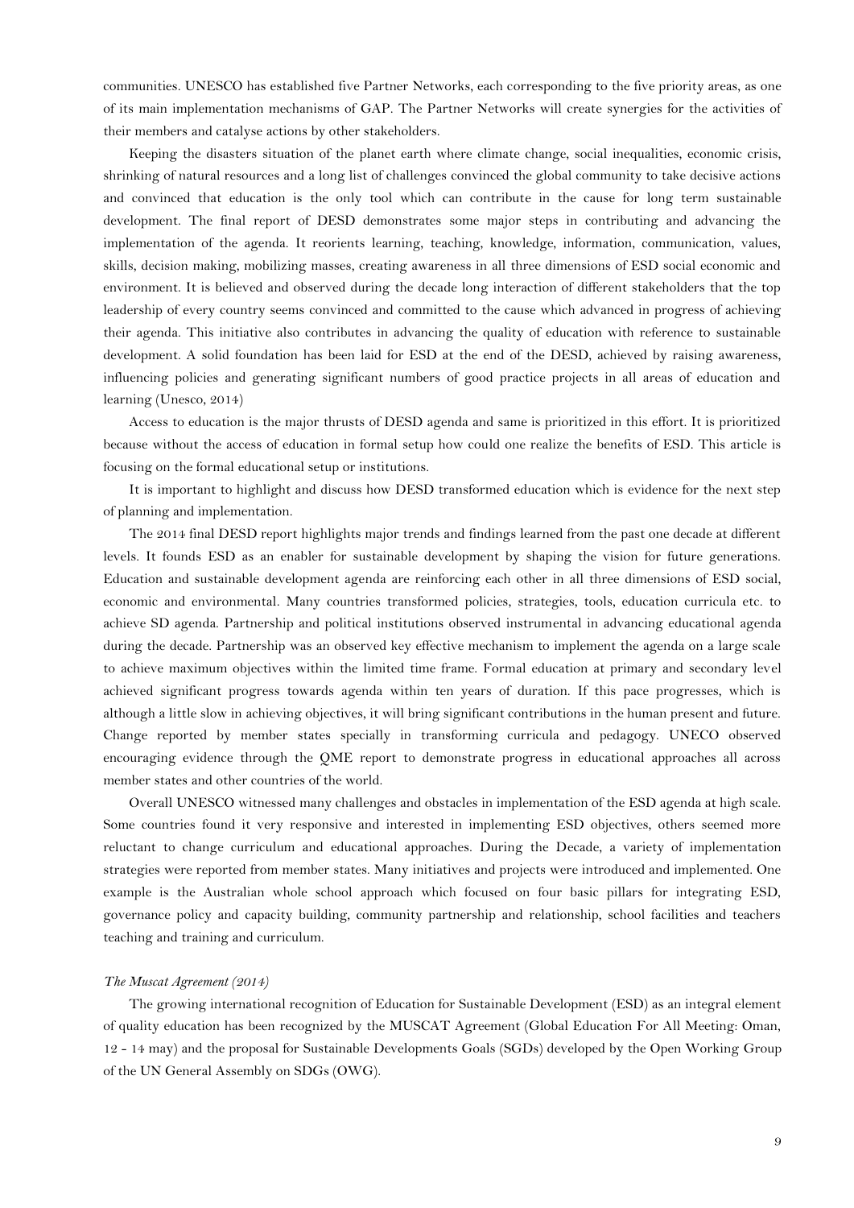communities. UNESCO has established five Partner Networks, each corresponding to the five priority areas, as one of its main implementation mechanisms of GAP. The Partner Networks will create synergies for the activities of their members and catalyse actions by other stakeholders.

Keeping the disasters situation of the planet earth where climate change, social inequalities, economic crisis, shrinking of natural resources and a long list of challenges convinced the global community to take decisive actions and convinced that education is the only tool which can contribute in the cause for long term sustainable development. The final report of DESD demonstrates some major steps in contributing and advancing the implementation of the agenda. It reorients learning, teaching, knowledge, information, communication, values, skills, decision making, mobilizing masses, creating awareness in all three dimensions of ESD social economic and environment. It is believed and observed during the decade long interaction of different stakeholders that the top leadership of every country seems convinced and committed to the cause which advanced in progress of achieving their agenda. This initiative also contributes in advancing the quality of education with reference to sustainable development. A solid foundation has been laid for ESD at the end of the DESD, achieved by raising awareness, influencing policies and generating significant numbers of good practice projects in all areas of education and learning (Unesco, 2014)

Access to education is the major thrusts of DESD agenda and same is prioritized in this effort. It is prioritized because without the access of education in formal setup how could one realize the benefits of ESD. This article is focusing on the formal educational setup or institutions.

It is important to highlight and discuss how DESD transformed education which is evidence for the next step of planning and implementation.

The 2014 final DESD report highlights major trends and findings learned from the past one decade at different levels. It founds ESD as an enabler for sustainable development by shaping the vision for future generations. Education and sustainable development agenda are reinforcing each other in all three dimensions of ESD social, economic and environmental. Many countries transformed policies, strategies, tools, education curricula etc. to achieve SD agenda. Partnership and political institutions observed instrumental in advancing educational agenda during the decade. Partnership was an observed key effective mechanism to implement the agenda on a large scale to achieve maximum objectives within the limited time frame. Formal education at primary and secondary level achieved significant progress towards agenda within ten years of duration. If this pace progresses, which is although a little slow in achieving objectives, it will bring significant contributions in the human present and future. Change reported by member states specially in transforming curricula and pedagogy. UNECO observed encouraging evidence through the QME report to demonstrate progress in educational approaches all across member states and other countries of the world.

Overall UNESCO witnessed many challenges and obstacles in implementation of the ESD agenda at high scale. Some countries found it very responsive and interested in implementing ESD objectives, others seemed more reluctant to change curriculum and educational approaches. During the Decade, a variety of implementation strategies were reported from member states. Many initiatives and projects were introduced and implemented. One example is the Australian whole school approach which focused on four basic pillars for integrating ESD, governance policy and capacity building, community partnership and relationship, school facilities and teachers teaching and training and curriculum.

*The Muscat Agreement (2014)*

The growing international recognition of Education for Sustainable Development (ESD) as an integral element of quality education has been recognized by the MUSCAT Agreement (Global Education For All Meeting: Oman, 12 - 14 may) and the proposal for Sustainable Developments Goals (SGDs) developed by the Open Working Group of the UN General Assembly on SDGs (OWG).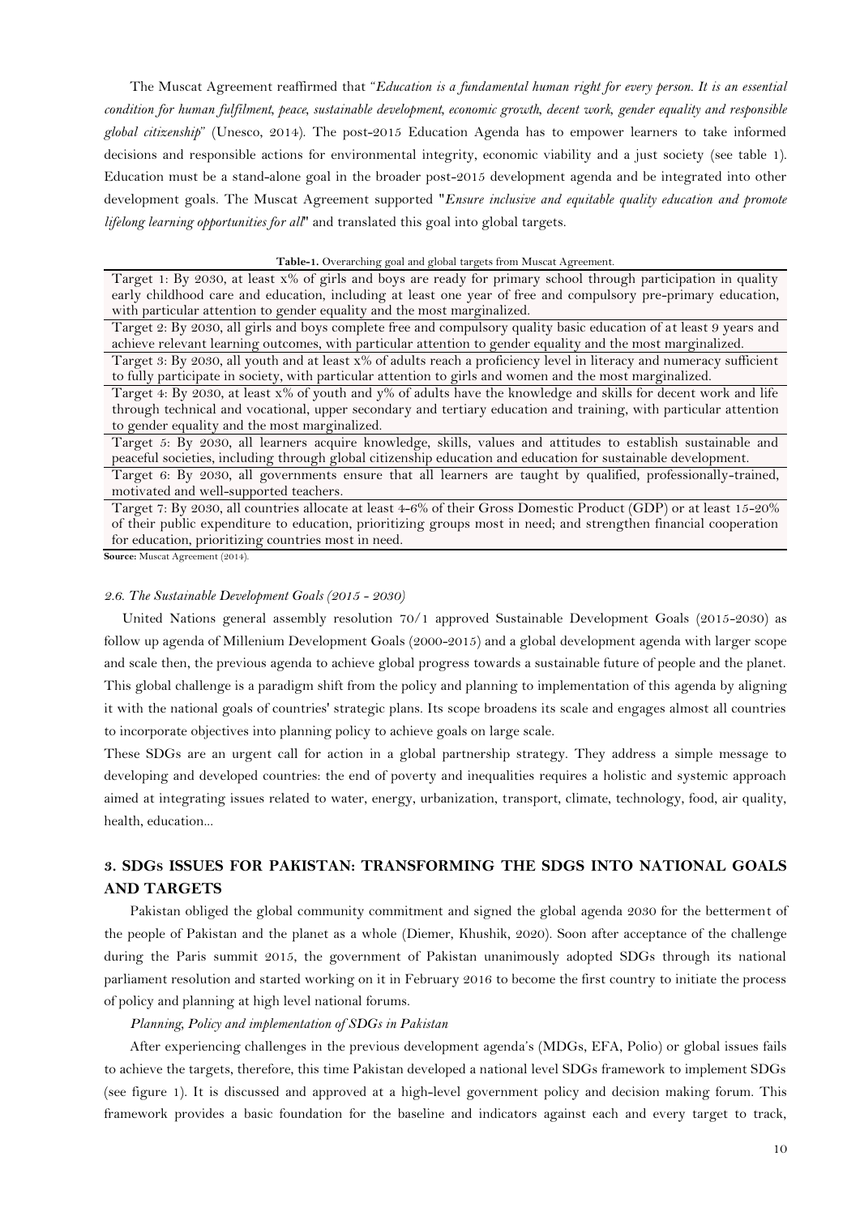The Muscat Agreement reaffirmed that "*Education is a fundamental human right for every person. It is an essential condition for human fulfilment, peace, sustainable development, economic growth, decent work, gender equality and responsible global citizenship*" (Unesco, 2014). The post-2015 Education Agenda has to empower learners to take informed decisions and responsible actions for environmental integrity, economic viability and a just society (see table 1). Education must be a stand-alone goal in the broader post-2015 development agenda and be integrated into other development goals. The Muscat Agreement supported "*Ensure inclusive and equitable quality education and promote lifelong learning opportunities for all*" and translated this goal into global targets.

**Table-1.** Overarching goal and global targets from Muscat Agreement.

| |
|---|
| Target 1: By 2030, at least x% of girls and boys are ready for primary school through participation in quality early childhood care and education, including at least one year of free and compulsory pre-primary education, with particular attention to gender equality and the most marginalized. |
| Target 2: By 2030, all girls and boys complete free and compulsory quality basic education of at least 9 years and achieve relevant learning outcomes, with particular attention to gender equality and the most marginalized. |
| Target 3: By 2030, all youth and at least x% of adults reach a proficiency level in literacy and numeracy sufficient to fully participate in society, with particular attention to girls and women and the most marginalized. |
| Target 4: By 2030, at least x% of youth and y% of adults have the knowledge and skills for decent work and life through technical and vocational, upper secondary and tertiary education and training, with particular attention to gender equality and the most marginalized. |
| Target 5: By 2030, all learners acquire knowledge, skills, values and attitudes to establish sustainable and peaceful societies, including through global citizenship education and education for sustainable development. |
| Target 6: By 2030, all governments ensure that all learners are taught by qualified, professionally-trained, motivated and well-supported teachers. |
| Target 7: By 2030, all countries allocate at least 4-6% of their Gross Domestic Product (GDP) or at least 15-20% of their public expenditure to education, prioritizing groups most in need; and strengthen financial cooperation for education, prioritizing countries most in need. |

**Source:** Muscat Agreement (2014).

### *2.6. The Sustainable Development Goals (2015 - 2030)*

United Nations general assembly resolution 70/1 approved Sustainable Development Goals (2015-2030) as follow up agenda of Millenium Development Goals (2000-2015) and a global development agenda with larger scope and scale then, the previous agenda to achieve global progress towards a sustainable future of people and the planet. This global challenge is a paradigm shift from the policy and planning to implementation of this agenda by aligning it with the national goals of countries' strategic plans. Its scope broadens its scale and engages almost all countries to incorporate objectives into planning policy to achieve goals on large scale.

These SDGs are an urgent call for action in a global partnership strategy. They address a simple message to developing and developed countries: the end of poverty and inequalities requires a holistic and systemic approach aimed at integrating issues related to water, energy, urbanization, transport, climate, technology, food, air quality, health, education...

## 3. SDGs ISSUES FOR PAKISTAN: TRANSFORMING THE SDGS INTO NATIONAL GOALS AND TARGETS

Pakistan obliged the global community commitment and signed the global agenda 2030 for the betterment of the people of Pakistan and the planet as a whole (Diemer, Khushik, 2020). Soon after acceptance of the challenge during the Paris summit 2015, the government of Pakistan unanimously adopted SDGs through its national parliament resolution and started working on it in February 2016 to become the first country to initiate the process of policy and planning at high level national forums.

*Planning, Policy and implementation of SDGs in Pakistan*

After experiencing challenges in the previous development agenda's (MDGs, EFA, Polio) or global issues fails to achieve the targets, therefore, this time Pakistan developed a national level SDGs framework to implement SDGs (see figure 1). It is discussed and approved at a high-level government policy and decision making forum. This framework provides a basic foundation for the baseline and indicators against each and every target to track,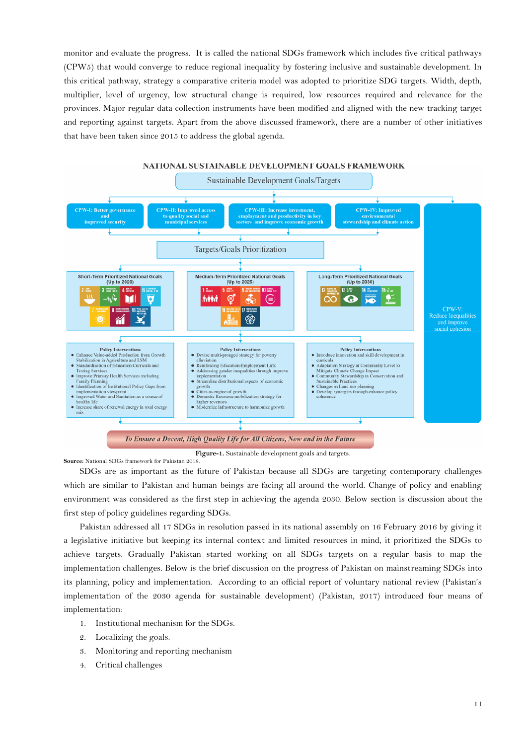monitor and evaluate the progress. It is called the national SDGs framework which includes five critical pathways (CPW5) that would converge to reduce regional inequality by fostering inclusive and sustainable development. In this critical pathway, strategy a comparative criteria model was adopted to prioritize SDG targets. Width, depth, multiplier, level of urgency, low structural change is required, low resources required and relevance for the provinces. Major regular data collection instruments have been modified and aligned with the new tracking target and reporting against targets. Apart from the above discussed framework, there are a number of other initiatives that have been taken since 2015 to address the global agenda.

NATIONAL SUSTAINABLE DEVELOPMENT GOALS FRAMEWORK

Sustainable Development Goals/Targets

- CPW-I: Better governance and improved security
- CPW-II: Improved access to quality social and municipal services
- CPW-III: Increase investment, employment and productivity in key sectors and improve economic growth
- CPW-IV: Improved environmental stewardship and climate action
- CPW-V: Reduce Inequalities and improve social cohesion

Targets/Goals Prioritization

**Short-Term Prioritized National Goals (Up to 2020)**: 2, 3, 4, 6, 7, 8, 16

**Medium-Term Prioritized National Goals (Up to 2025)**: 1, 5, 9, 10, 11, 17

**Long-Term Prioritized National Goals (Up to 2030)**: 12, 13, 14, 15

**Policy Interventions** (Short-Term)
- Enhance Value-added Production from Growth Stabilization in Agriculture and LSM
- Standardization of Education Curricula and Testing Services
- Improve Primary Health Services including Family Planning
- Identification of Institutional Policy Gaps from implementation viewpoint
- Improved Water and Sanitation as a source of healthy life
- Increase share of renewal energy in total energy mix

**Policy Interventions** (Medium-Term)
- Devise multi-pronged strategy for poverty alleviation
- Reinforcing Education-Employment Link
- Addressing gender inequalities through improve implementation
- Streamline distributional aspects of economic growth
- Cities as engine of growth
- Domestic Resource mobilization strategy for higher revenues
- Modernize infrastructure to harmonize growth

**Policy Interventions** (Long-Term)
- Introduce innovation and skill development in curricula
- Adaptation Strategy at Community Level to Mitigate Climate Change Impact
- Community Stewardship in Conservation and Sustainable Practices
- Changes in Land use planning
- Develop synergies through enhance policy coherence

*To Ensure a Decent, High Quality Life for All Citizens, Now and in the Future*

**Figure-1.** Sustainable development goals and targets.

**Source:** National SDGs framework for Pakistan 2018.

SDGs are as important as the future of Pakistan because all SDGs are targeting contemporary challenges which are similar to Pakistan and human beings are facing all around the world. Change of policy and enabling environment was considered as the first step in achieving the agenda 2030. Below section is discussion about the first step of policy guidelines regarding SDGs.

Pakistan addressed all 17 SDGs in resolution passed in its national assembly on 16 February 2016 by giving it a legislative initiative but keeping its internal context and limited resources in mind, it prioritized the SDGs to achieve targets. Gradually Pakistan started working on all SDGs targets on a regular basis to map the implementation challenges. Below is the brief discussion on the progress of Pakistan on mainstreaming SDGs into its planning, policy and implementation. According to an official report of voluntary national review (Pakistan's implementation of the 2030 agenda for sustainable development) (Pakistan, 2017) introduced four means of implementation:

1. Institutional mechanism for the SDGs.
2. Localizing the goals.
3. Monitoring and reporting mechanism
4. Critical challenges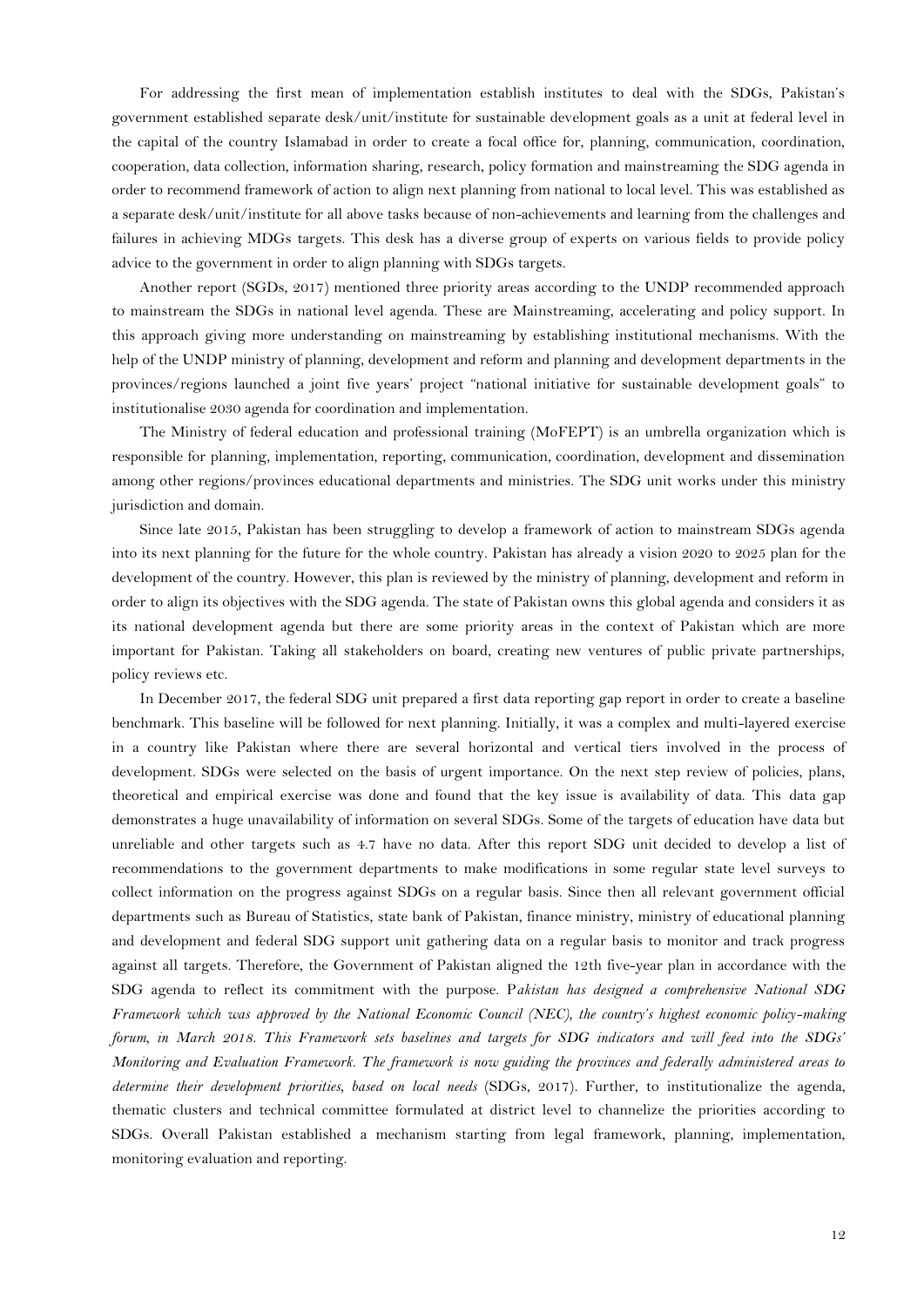For addressing the first mean of implementation establish institutes to deal with the SDGs, Pakistan's government established separate desk/unit/institute for sustainable development goals as a unit at federal level in the capital of the country Islamabad in order to create a focal office for, planning, communication, coordination, cooperation, data collection, information sharing, research, policy formation and mainstreaming the SDG agenda in order to recommend framework of action to align next planning from national to local level. This was established as a separate desk/unit/institute for all above tasks because of non-achievements and learning from the challenges and failures in achieving MDGs targets. This desk has a diverse group of experts on various fields to provide policy advice to the government in order to align planning with SDGs targets.

Another report (SGDs, 2017) mentioned three priority areas according to the UNDP recommended approach to mainstream the SDGs in national level agenda. These are Mainstreaming, accelerating and policy support. In this approach giving more understanding on mainstreaming by establishing institutional mechanisms. With the help of the UNDP ministry of planning, development and reform and planning and development departments in the provinces/regions launched a joint five years' project "national initiative for sustainable development goals" to institutionalise 2030 agenda for coordination and implementation.

The Ministry of federal education and professional training (MoFEPT) is an umbrella organization which is responsible for planning, implementation, reporting, communication, coordination, development and dissemination among other regions/provinces educational departments and ministries. The SDG unit works under this ministry jurisdiction and domain.

Since late 2015, Pakistan has been struggling to develop a framework of action to mainstream SDGs agenda into its next planning for the future for the whole country. Pakistan has already a vision 2020 to 2025 plan for the development of the country. However, this plan is reviewed by the ministry of planning, development and reform in order to align its objectives with the SDG agenda. The state of Pakistan owns this global agenda and considers it as its national development agenda but there are some priority areas in the context of Pakistan which are more important for Pakistan. Taking all stakeholders on board, creating new ventures of public private partnerships, policy reviews etc.

In December 2017, the federal SDG unit prepared a first data reporting gap report in order to create a baseline benchmark. This baseline will be followed for next planning. Initially, it was a complex and multi-layered exercise in a country like Pakistan where there are several horizontal and vertical tiers involved in the process of development. SDGs were selected on the basis of urgent importance. On the next step review of policies, plans, theoretical and empirical exercise was done and found that the key issue is availability of data. This data gap demonstrates a huge unavailability of information on several SDGs. Some of the targets of education have data but unreliable and other targets such as 4.7 have no data. After this report SDG unit decided to develop a list of recommendations to the government departments to make modifications in some regular state level surveys to collect information on the progress against SDGs on a regular basis. Since then all relevant government official departments such as Bureau of Statistics, state bank of Pakistan, finance ministry, ministry of educational planning and development and federal SDG support unit gathering data on a regular basis to monitor and track progress against all targets. Therefore, the Government of Pakistan aligned the 12th five-year plan in accordance with the SDG agenda to reflect its commitment with the purpose. P*akistan has designed a comprehensive National SDG Framework which was approved by the National Economic Council (NEC), the country's highest economic policy-making forum, in March 2018. This Framework sets baselines and targets for SDG indicators and will feed into the SDGs' Monitoring and Evaluation Framework. The framework is now guiding the provinces and federally administered areas to determine their development priorities, based on local needs* (SDGs, 2017). Further, to institutionalize the agenda, thematic clusters and technical committee formulated at district level to channelize the priorities according to SDGs. Overall Pakistan established a mechanism starting from legal framework, planning, implementation, monitoring evaluation and reporting.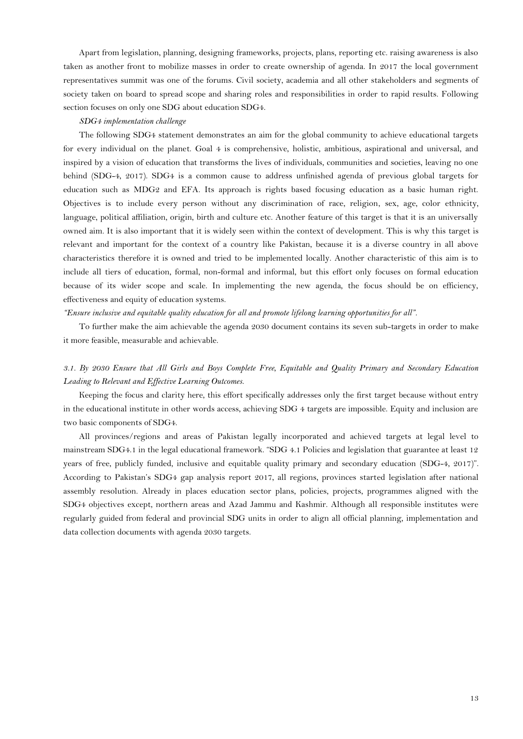Apart from legislation, planning, designing frameworks, projects, plans, reporting etc. raising awareness is also taken as another front to mobilize masses in order to create ownership of agenda. In 2017 the local government representatives summit was one of the forums. Civil society, academia and all other stakeholders and segments of society taken on board to spread scope and sharing roles and responsibilities in order to rapid results. Following section focuses on only one SDG about education SDG4.

*SDG4 implementation challenge*

The following SDG4 statement demonstrates an aim for the global community to achieve educational targets for every individual on the planet. Goal 4 is comprehensive, holistic, ambitious, aspirational and universal, and inspired by a vision of education that transforms the lives of individuals, communities and societies, leaving no one behind (SDG-4, 2017). SDG4 is a common cause to address unfinished agenda of previous global targets for education such as MDG2 and EFA. Its approach is rights based focusing education as a basic human right. Objectives is to include every person without any discrimination of race, religion, sex, age, color ethnicity, language, political affiliation, origin, birth and culture etc. Another feature of this target is that it is an universally owned aim. It is also important that it is widely seen within the context of development. This is why this target is relevant and important for the context of a country like Pakistan, because it is a diverse country in all above characteristics therefore it is owned and tried to be implemented locally. Another characteristic of this aim is to include all tiers of education, formal, non-formal and informal, but this effort only focuses on formal education because of its wider scope and scale. In implementing the new agenda, the focus should be on efficiency, effectiveness and equity of education systems.

*"Ensure inclusive and equitable quality education for all and promote lifelong learning opportunities for all".*

To further make the aim achievable the agenda 2030 document contains its seven sub-targets in order to make it more feasible, measurable and achievable.

### *3.1. By 2030 Ensure that All Girls and Boys Complete Free, Equitable and Quality Primary and Secondary Education Leading to Relevant and Effective Learning Outcomes.*

Keeping the focus and clarity here, this effort specifically addresses only the first target because without entry in the educational institute in other words access, achieving SDG 4 targets are impossible. Equity and inclusion are two basic components of SDG4.

All provinces/regions and areas of Pakistan legally incorporated and achieved targets at legal level to mainstream SDG4.1 in the legal educational framework. "SDG 4.1 Policies and legislation that guarantee at least 12 years of free, publicly funded, inclusive and equitable quality primary and secondary education (SDG-4, 2017)". According to Pakistan's SDG4 gap analysis report 2017, all regions, provinces started legislation after national assembly resolution. Already in places education sector plans, policies, projects, programmes aligned with the SDG4 objectives except, northern areas and Azad Jammu and Kashmir. Although all responsible institutes were regularly guided from federal and provincial SDG units in order to align all official planning, implementation and data collection documents with agenda 2030 targets.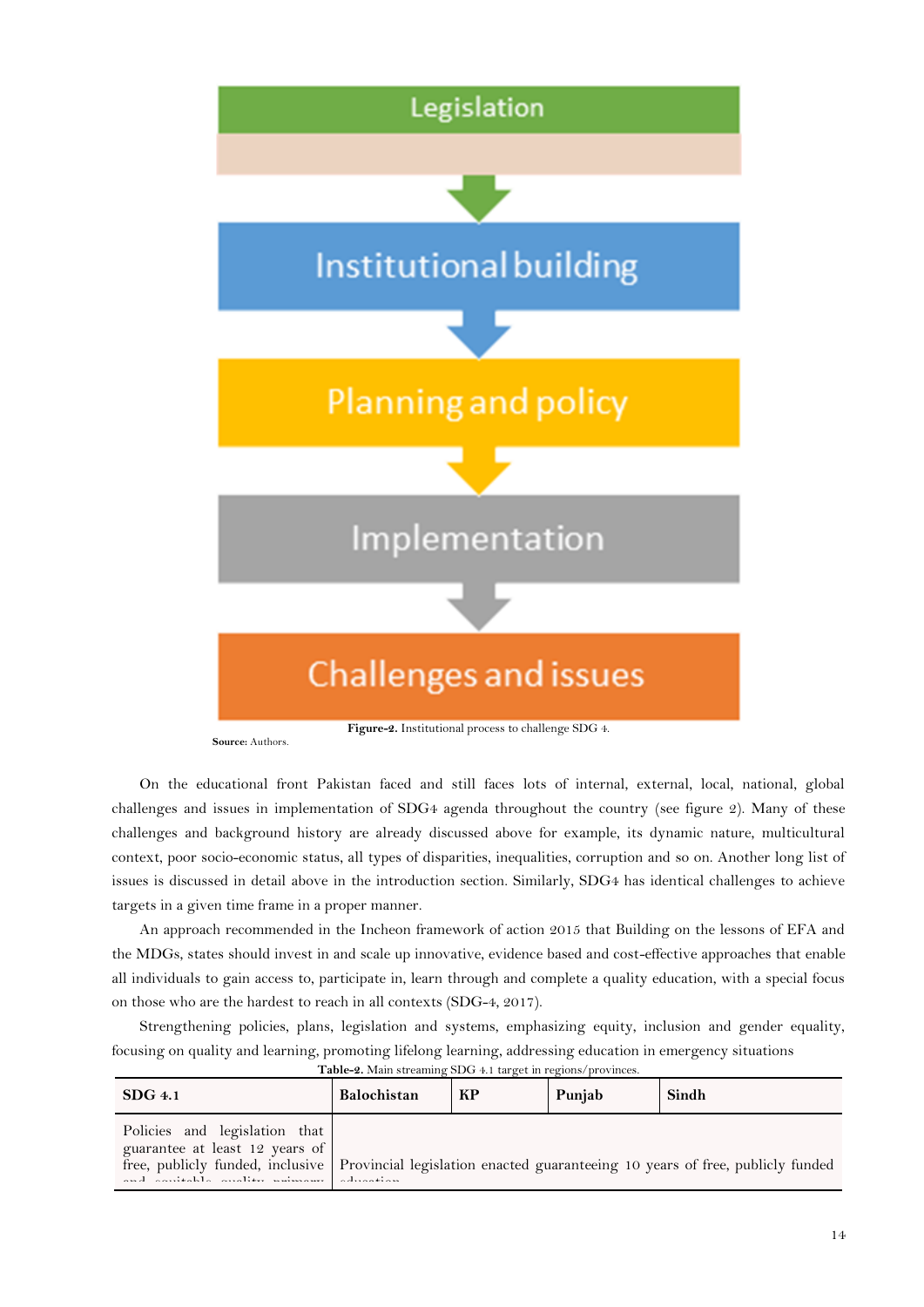Legislation

Institutional building

Planning and policy

Implementation

Challenges and issues

**Figure-2.** Institutional process to challenge SDG 4.

**Source:** Authors.

On the educational front Pakistan faced and still faces lots of internal, external, local, national, global challenges and issues in implementation of SDG4 agenda throughout the country (see figure 2). Many of these challenges and background history are already discussed above for example, its dynamic nature, multicultural context, poor socio-economic status, all types of disparities, inequalities, corruption and so on. Another long list of issues is discussed in detail above in the introduction section. Similarly, SDG4 has identical challenges to achieve targets in a given time frame in a proper manner.

An approach recommended in the Incheon framework of action 2015 that Building on the lessons of EFA and the MDGs, states should invest in and scale up innovative, evidence based and cost-effective approaches that enable all individuals to gain access to, participate in, learn through and complete a quality education, with a special focus on those who are the hardest to reach in all contexts (SDG-4, 2017).

Strengthening policies, plans, legislation and systems, emphasizing equity, inclusion and gender equality, focusing on quality and learning, promoting lifelong learning, addressing education in emergency situations

**Table-2.** Main streaming SDG 4.1 target in regions/provinces.

| SDG 4.1 | Balochistan | KP | Punjab | Sindh |
|---|---|---|---|---|
| Policies and legislation that guarantee at least 12 years of free, publicly funded, inclusive and equitable quality primary | Provincial legislation enacted guaranteeing 10 years of free, publicly funded education | | | |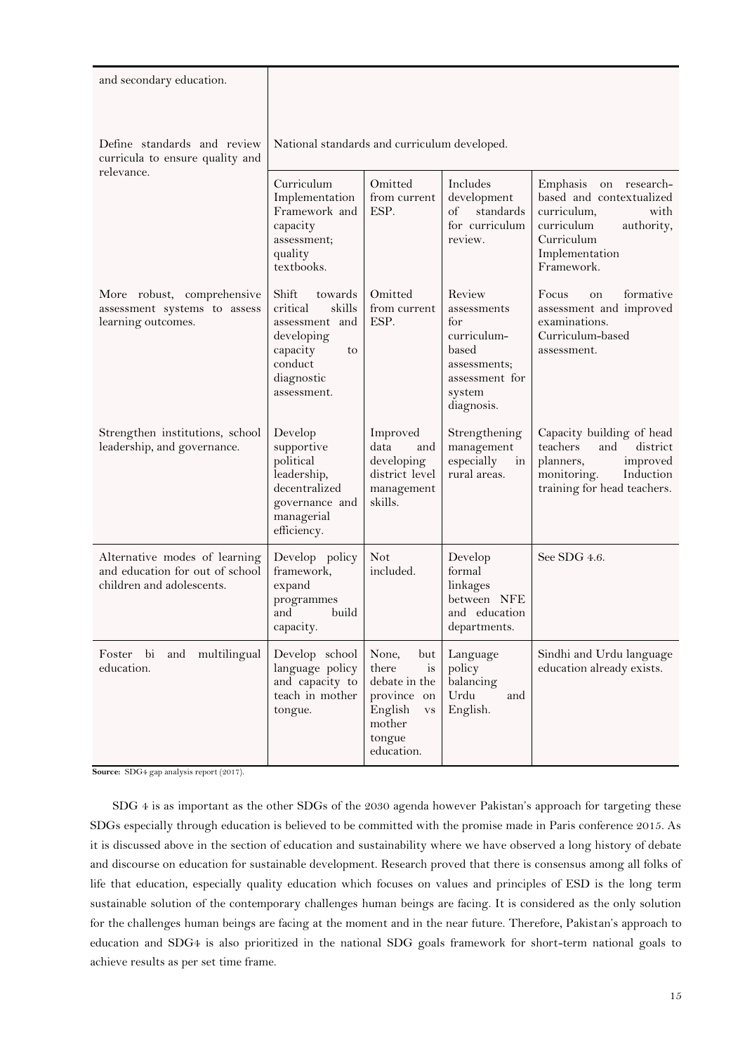| | | | | |
|---|---|---|---|---|
| and secondary education. | | | | |
| Define standards and review curricula to ensure quality and relevance. | National standards and curriculum developed. | | | |
| | Curriculum Implementation Framework and capacity assessment; quality textbooks. | Omitted from current ESP. | Includes development of standards for curriculum review. | Emphasis on research-based and contextualized curriculum, with curriculum authority, Curriculum Implementation Framework. |
| More robust, comprehensive assessment systems to assess learning outcomes. | Shift towards critical skills assessment and developing capacity to conduct diagnostic assessment. | Omitted from current ESP. | Review assessments for curriculum-based assessments; assessment for system diagnosis. | Focus on formative assessment and improved examinations. Curriculum-based assessment. |
| Strengthen institutions, school leadership, and governance. | Develop supportive political leadership, decentralized governance and managerial efficiency. | Improved data and developing district level management skills. | Strengthening management especially in rural areas. | Capacity building of head teachers and district planners, improved monitoring. Induction training for head teachers. |
| Alternative modes of learning and education for out of school children and adolescents. | Develop policy framework, expand programmes and build capacity. | Not included. | Develop formal linkages between NFE and education departments. | See SDG 4.6. |
| Foster bi and multilingual education. | Develop school language policy and capacity to teach in mother tongue. | None, but there is debate in the province on English vs mother tongue education. | Language policy balancing Urdu and English. | Sindhi and Urdu language education already exists. |

**Source:** SDG4 gap analysis report (2017).

SDG 4 is as important as the other SDGs of the 2030 agenda however Pakistan's approach for targeting these SDGs especially through education is believed to be committed with the promise made in Paris conference 2015. As it is discussed above in the section of education and sustainability where we have observed a long history of debate and discourse on education for sustainable development. Research proved that there is consensus among all folks of life that education, especially quality education which focuses on values and principles of ESD is the long term sustainable solution of the contemporary challenges human beings are facing. It is considered as the only solution for the challenges human beings are facing at the moment and in the near future. Therefore, Pakistan's approach to education and SDG4 is also prioritized in the national SDG goals framework for short-term national goals to achieve results as per set time frame.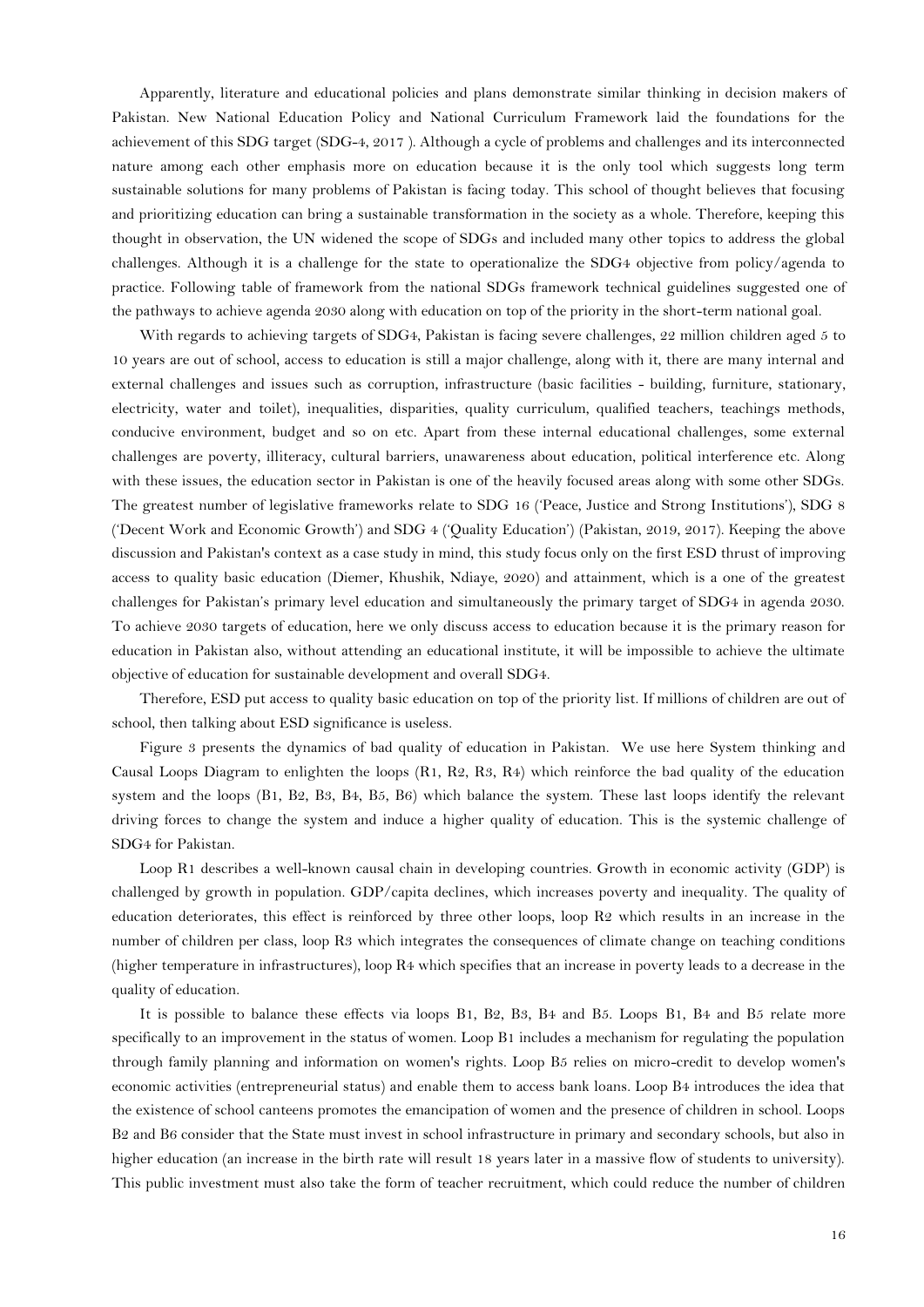Apparently, literature and educational policies and plans demonstrate similar thinking in decision makers of Pakistan. New National Education Policy and National Curriculum Framework laid the foundations for the achievement of this SDG target (SDG-4, 2017 ). Although a cycle of problems and challenges and its interconnected nature among each other emphasis more on education because it is the only tool which suggests long term sustainable solutions for many problems of Pakistan is facing today. This school of thought believes that focusing and prioritizing education can bring a sustainable transformation in the society as a whole. Therefore, keeping this thought in observation, the UN widened the scope of SDGs and included many other topics to address the global challenges. Although it is a challenge for the state to operationalize the SDG4 objective from policy/agenda to practice. Following table of framework from the national SDGs framework technical guidelines suggested one of the pathways to achieve agenda 2030 along with education on top of the priority in the short-term national goal.

With regards to achieving targets of SDG4, Pakistan is facing severe challenges, 22 million children aged 5 to 10 years are out of school, access to education is still a major challenge, along with it, there are many internal and external challenges and issues such as corruption, infrastructure (basic facilities - building, furniture, stationary, electricity, water and toilet), inequalities, disparities, quality curriculum, qualified teachers, teachings methods, conducive environment, budget and so on etc. Apart from these internal educational challenges, some external challenges are poverty, illiteracy, cultural barriers, unawareness about education, political interference etc. Along with these issues, the education sector in Pakistan is one of the heavily focused areas along with some other SDGs. The greatest number of legislative frameworks relate to SDG 16 ('Peace, Justice and Strong Institutions'), SDG 8 ('Decent Work and Economic Growth') and SDG 4 ('Quality Education') (Pakistan, 2019, 2017). Keeping the above discussion and Pakistan's context as a case study in mind, this study focus only on the first ESD thrust of improving access to quality basic education (Diemer, Khushik, Ndiaye, 2020) and attainment, which is a one of the greatest challenges for Pakistan's primary level education and simultaneously the primary target of SDG4 in agenda 2030. To achieve 2030 targets of education, here we only discuss access to education because it is the primary reason for education in Pakistan also, without attending an educational institute, it will be impossible to achieve the ultimate objective of education for sustainable development and overall SDG4.

Therefore, ESD put access to quality basic education on top of the priority list. If millions of children are out of school, then talking about ESD significance is useless.

Figure 3 presents the dynamics of bad quality of education in Pakistan. We use here System thinking and Causal Loops Diagram to enlighten the loops (R1, R2, R3, R4) which reinforce the bad quality of the education system and the loops (B1, B2, B3, B4, B5, B6) which balance the system. These last loops identify the relevant driving forces to change the system and induce a higher quality of education. This is the systemic challenge of SDG4 for Pakistan.

Loop R1 describes a well-known causal chain in developing countries. Growth in economic activity (GDP) is challenged by growth in population. GDP/capita declines, which increases poverty and inequality. The quality of education deteriorates, this effect is reinforced by three other loops, loop R2 which results in an increase in the number of children per class, loop R3 which integrates the consequences of climate change on teaching conditions (higher temperature in infrastructures), loop R4 which specifies that an increase in poverty leads to a decrease in the quality of education.

It is possible to balance these effects via loops B1, B2, B3, B4 and B5. Loops B1, B4 and B5 relate more specifically to an improvement in the status of women. Loop B1 includes a mechanism for regulating the population through family planning and information on women's rights. Loop B5 relies on micro-credit to develop women's economic activities (entrepreneurial status) and enable them to access bank loans. Loop B4 introduces the idea that the existence of school canteens promotes the emancipation of women and the presence of children in school. Loops B2 and B6 consider that the State must invest in school infrastructure in primary and secondary schools, but also in higher education (an increase in the birth rate will result 18 years later in a massive flow of students to university). This public investment must also take the form of teacher recruitment, which could reduce the number of children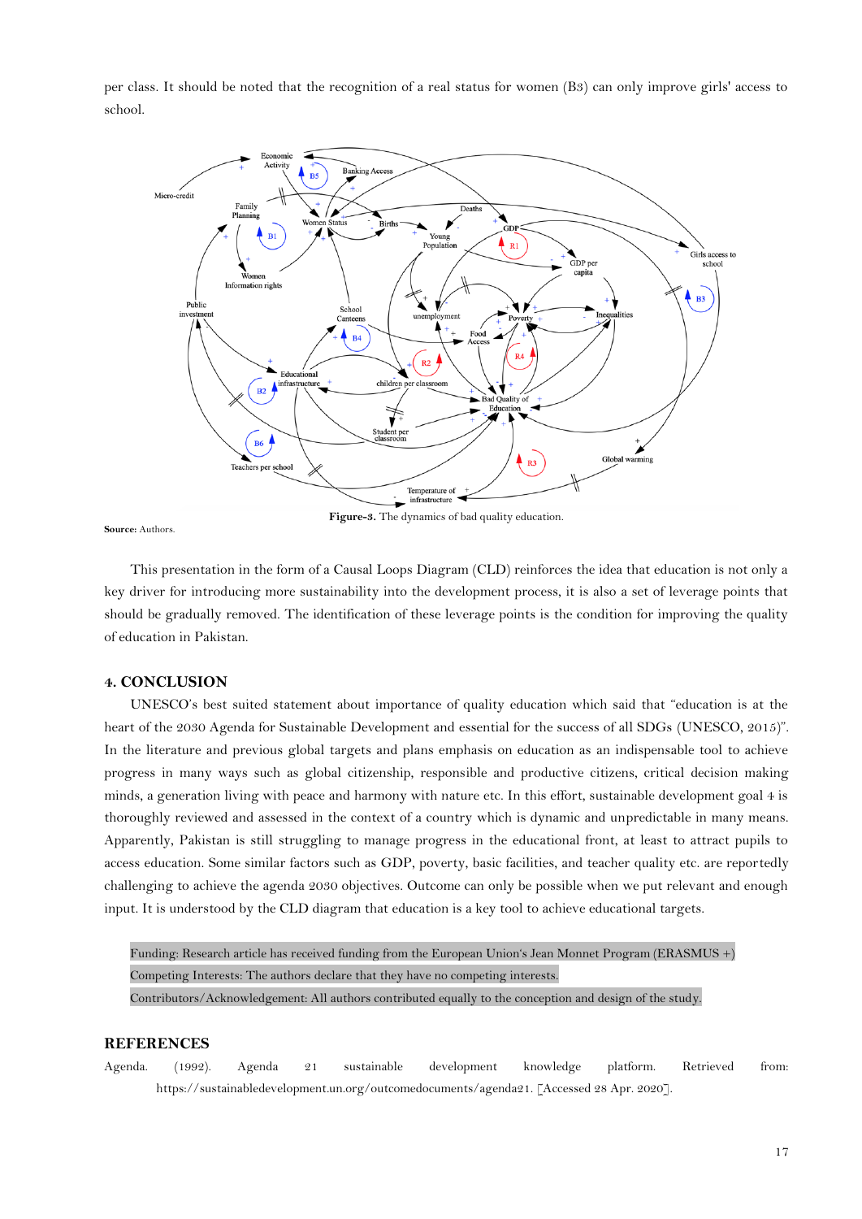per class. It should be noted that the recognition of a real status for women (B3) can only improve girls' access to school.

**Figure-3.** The dynamics of bad quality education.

**Source:** Authors.

This presentation in the form of a Causal Loops Diagram (CLD) reinforces the idea that education is not only a key driver for introducing more sustainability into the development process, it is also a set of leverage points that should be gradually removed. The identification of these leverage points is the condition for improving the quality of education in Pakistan.

## 4. CONCLUSION

UNESCO's best suited statement about importance of quality education which said that "education is at the heart of the 2030 Agenda for Sustainable Development and essential for the success of all SDGs (UNESCO, 2015)". In the literature and previous global targets and plans emphasis on education as an indispensable tool to achieve progress in many ways such as global citizenship, responsible and productive citizens, critical decision making minds, a generation living with peace and harmony with nature etc. In this effort, sustainable development goal 4 is thoroughly reviewed and assessed in the context of a country which is dynamic and unpredictable in many means. Apparently, Pakistan is still struggling to manage progress in the educational front, at least to attract pupils to access education. Some similar factors such as GDP, poverty, basic facilities, and teacher quality etc. are reportedly challenging to achieve the agenda 2030 objectives. Outcome can only be possible when we put relevant and enough input. It is understood by the CLD diagram that education is a key tool to achieve educational targets.

Funding: Research article has received funding from the European Union's Jean Monnet Program (ERASMUS +)
Competing Interests: The authors declare that they have no competing interests.
Contributors/Acknowledgement: All authors contributed equally to the conception and design of the study.

## REFERENCES

Agenda. (1992). Agenda 21 sustainable development knowledge platform. Retrieved from: https://sustainabledevelopment.un.org/outcomedocuments/agenda21. [Accessed 28 Apr. 2020].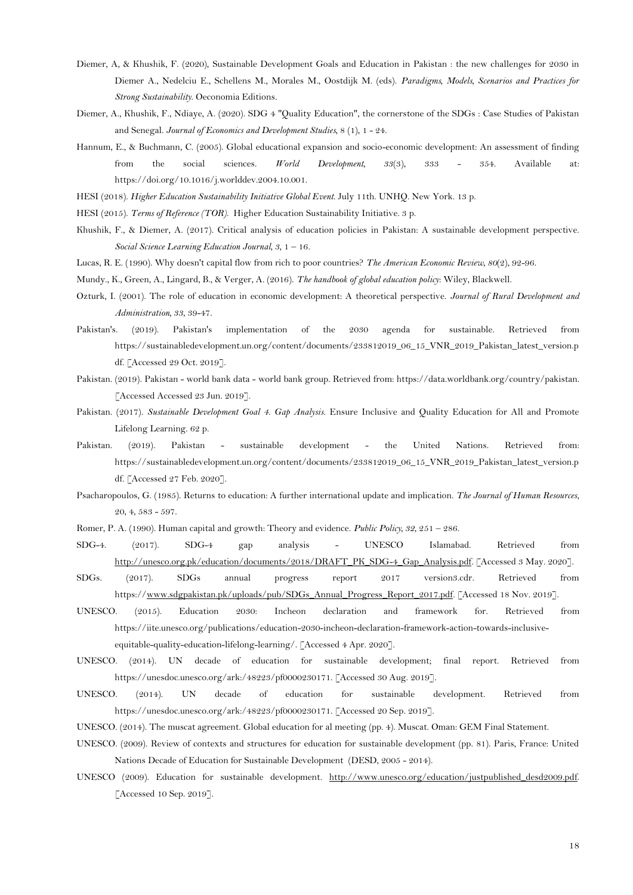Diemer, A, & Khushik, F. (2020), Sustainable Development Goals and Education in Pakistan : the new challenges for 2030 in Diemer A., Nedelciu E., Schellens M., Morales M., Oostdijk M. (eds). *Paradigms, Models, Scenarios and Practices for Strong Sustainability*. Oeconomia Editions.

Diemer, A., Khushik, F., Ndiaye, A. (2020). SDG 4 "Quality Education", the cornerstone of the SDGs : Case Studies of Pakistan and Senegal. *Journal of Economics and Development Studies*, 8 (1), 1 - 24.

Hannum, E., & Buchmann, C. (2005). Global educational expansion and socio-economic development: An assessment of finding from the social sciences. *World Development*, *33*(3), 333 - 354. Available at: https://doi.org/10.1016/j.worlddev.2004.10.001.

HESI (2018). *Higher Education Sustainability Initiative Global Event*. July 11th. UNHQ. New York. 13 p.

HESI (2015). *Terms of Reference (TOR)*. Higher Education Sustainability Initiative. 3 p.

Khushik, F., & Diemer, A. (2017). Critical analysis of education policies in Pakistan: A sustainable development perspective. *Social Science Learning Education Journal*, *3*, 1 – 16.

Lucas, R. E. (1990). Why doesn't capital flow from rich to poor countries? *The American Economic Review*, *80*(2), 92-96.

Mundy., K., Green, A., Lingard, B., & Verger, A. (2016). *The handbook of global education policy*: Wiley, Blackwell.

Ozturk, I. (2001). The role of education in economic development: A theoretical perspective. *Journal of Rural Development and Administration*, *33*, 39-47.

Pakistan's. (2019). Pakistan's implementation of the 2030 agenda for sustainable. Retrieved from https://sustainabledevelopment.un.org/content/documents/233812019_06_15_VNR_2019_Pakistan_latest_version.pdf. [Accessed 29 Oct. 2019].

Pakistan. (2019). Pakistan - world bank data - world bank group. Retrieved from: https://data.worldbank.org/country/pakistan. [Accessed Accessed 23 Jun. 2019].

Pakistan. (2017). *Sustainable Development Goal 4. Gap Analysis*. Ensure Inclusive and Quality Education for All and Promote Lifelong Learning. 62 p.

Pakistan. (2019). Pakistan - sustainable development - the United Nations. Retrieved from: https://sustainabledevelopment.un.org/content/documents/233812019_06_15_VNR_2019_Pakistan_latest_version.pdf. [Accessed 27 Feb. 2020].

Psacharopoulos, G. (1985). Returns to education: A further international update and implication. *The Journal of Human Resources*, 20, 4, 583 - 597.

Romer, P. A. (1990). Human capital and growth: Theory and evidence. *Public Policy, 32*, 251 – 286.

SDG-4. (2017). SDG-4 gap analysis - UNESCO Islamabad. Retrieved from http://unesco.org.pk/education/documents/2018/DRAFT_PK_SDG-4_Gap_Analysis.pdf. [Accessed 3 May. 2020].

SDGs. (2017). SDGs annual progress report 2017 version3.cdr. Retrieved from https://www.sdgpakistan.pk/uploads/pub/SDGs_Annual_Progress_Report_2017.pdf. [Accessed 18 Nov. 2019].

UNESCO. (2015). Education 2030: Incheon declaration and framework for. Retrieved from https://iite.unesco.org/publications/education-2030-incheon-declaration-framework-action-towards-inclusive-equitable-quality-education-lifelong-learning/. [Accessed 4 Apr. 2020].

UNESCO. (2014). UN decade of education for sustainable development; final report. Retrieved from https://unesdoc.unesco.org/ark:/48223/pf0000230171. [Accessed 30 Aug. 2019].

UNESCO. (2014). UN decade of education for sustainable development. Retrieved from https://unesdoc.unesco.org/ark:/48223/pf0000230171. [Accessed 20 Sep. 2019].

UNESCO. (2014). The muscat agreement. Global education for al meeting (pp. 4). Muscat. Oman: GEM Final Statement.

UNESCO. (2009). Review of contexts and structures for education for sustainable development (pp. 81). Paris, France: United Nations Decade of Education for Sustainable Development (DESD, 2005 - 2014).

UNESCO (2009). Education for sustainable development. http://www.unesco.org/education/justpublished_desd2009.pdf. [Accessed 10 Sep. 2019].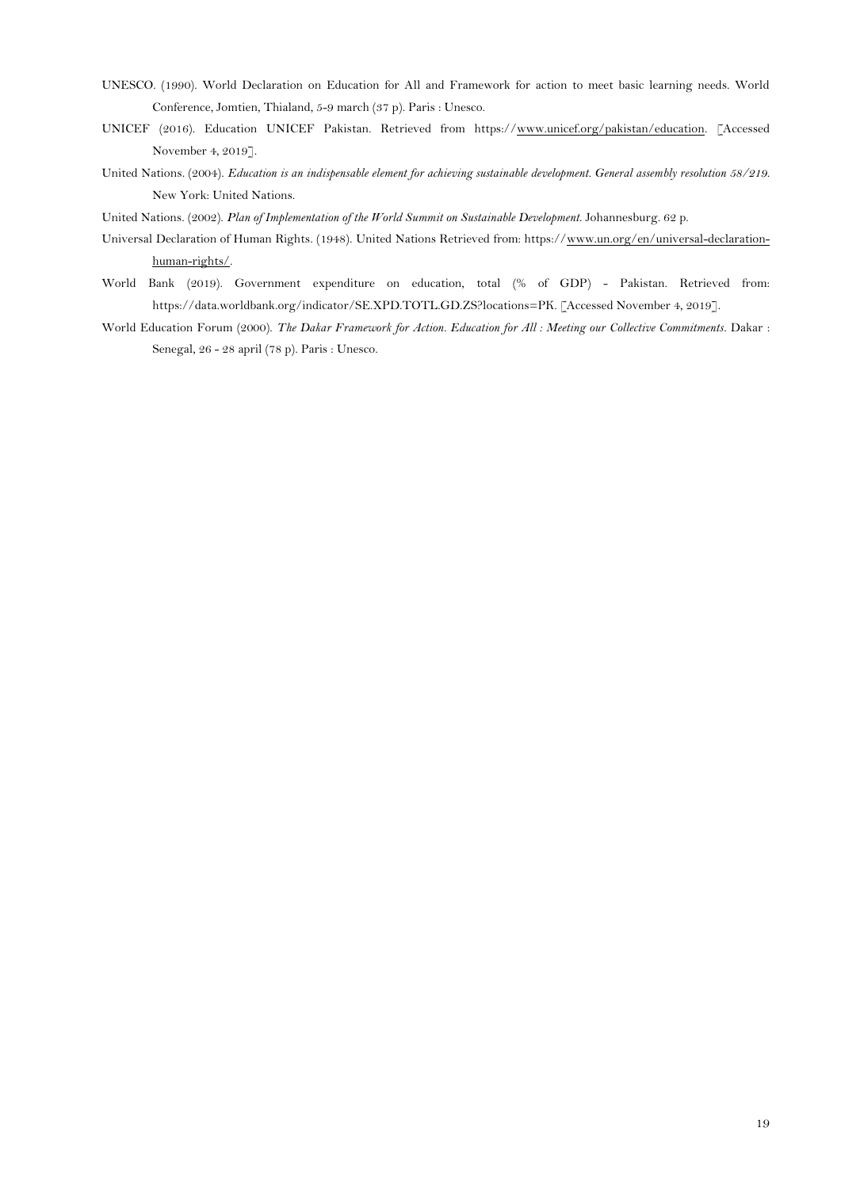UNESCO. (1990). World Declaration on Education for All and Framework for action to meet basic learning needs. World Conference, Jomtien, Thialand, 5-9 march (37 p). Paris : Unesco.

UNICEF (2016). Education UNICEF Pakistan. Retrieved from https://www.unicef.org/pakistan/education. [Accessed November 4, 2019].

United Nations. (2004). *Education is an indispensable element for achieving sustainable development. General assembly resolution 58/219.* New York: United Nations.

United Nations. (2002). *Plan of Implementation of the World Summit on Sustainable Development.* Johannesburg. 62 p.

Universal Declaration of Human Rights. (1948). United Nations Retrieved from: https://www.un.org/en/universal-declaration-human-rights/.

World Bank (2019). Government expenditure on education, total (% of GDP) - Pakistan. Retrieved from: https://data.worldbank.org/indicator/SE.XPD.TOTL.GD.ZS?locations=PK. [Accessed November 4, 2019].

World Education Forum (2000). *The Dakar Framework for Action. Education for All : Meeting our Collective Commitments.* Dakar : Senegal, 26 - 28 april (78 p). Paris : Unesco.